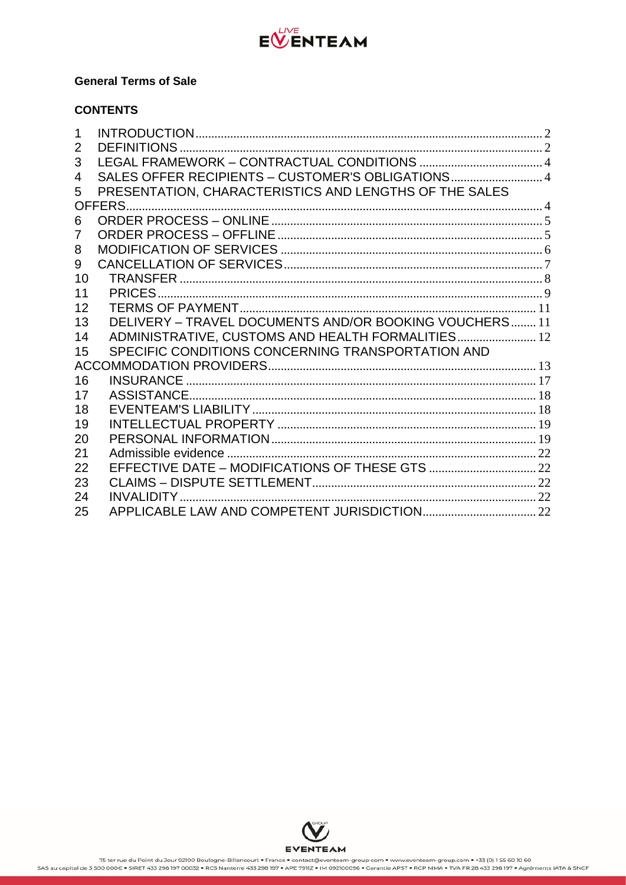**General Terms of Sale**

**CONTENTS**

| | | |
|---|---|---|
| 1 | INTRODUCTION | 2 |
| 2 | DEFINITIONS | 2 |
| 3 | LEGAL FRAMEWORK – CONTRACTUAL CONDITIONS | 4 |
| 4 | SALES OFFER RECIPIENTS – CUSTOMER'S OBLIGATIONS | 4 |
| 5 | PRESENTATION, CHARACTERISTICS AND LENGTHS OF THE SALES OFFERS | 4 |
| 6 | ORDER PROCESS – ONLINE | 5 |
| 7 | ORDER PROCESS – OFFLINE | 5 |
| 8 | MODIFICATION OF SERVICES | 6 |
| 9 | CANCELLATION OF SERVICES | 7 |
| 10 | TRANSFER | 8 |
| 11 | PRICES | 9 |
| 12 | TERMS OF PAYMENT | 11 |
| 13 | DELIVERY – TRAVEL DOCUMENTS AND/OR BOOKING VOUCHERS | 11 |
| 14 | ADMINISTRATIVE, CUSTOMS AND HEALTH FORMALITIES | 12 |
| 15 | SPECIFIC CONDITIONS CONCERNING TRANSPORTATION AND ACCOMMODATION PROVIDERS | 13 |
| 16 | INSURANCE | 17 |
| 17 | ASSISTANCE | 18 |
| 18 | EVENTEAM'S LIABILITY | 18 |
| 19 | INTELLECTUAL PROPERTY | 19 |
| 20 | PERSONAL INFORMATION | 19 |
| 21 | Admissible evidence | 22 |
| 22 | EFFECTIVE DATE – MODIFICATIONS OF THESE GTS | 22 |
| 23 | CLAIMS – DISPUTE SETTLEMENT | 22 |
| 24 | INVALIDITY | 22 |
| 25 | APPLICABLE LAW AND COMPETENT JURISDICTION | 22 |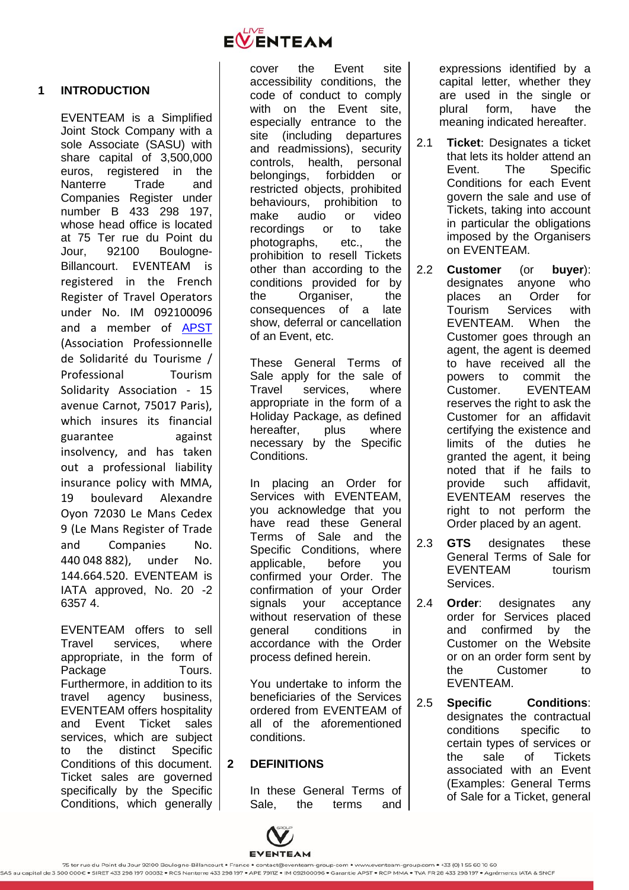## 1 INTRODUCTION

EVENTEAM is a Simplified Joint Stock Company with a sole Associate (SASU) with share capital of 3,500,000 euros, registered in the Nanterre Trade and Companies Register under number B 433 298 197, whose head office is located at 75 Ter rue du Point du Jour, 92100 Boulogne-Billancourt. EVENTEAM is registered in the French Register of Travel Operators under No. IM 092100096 and a member of APST (Association Professionnelle de Solidarité du Tourisme / Professional Tourism Solidarity Association - 15 avenue Carnot, 75017 Paris), which insures its financial guarantee against insolvency, and has taken out a professional liability insurance policy with MMA, 19 boulevard Alexandre Oyon 72030 Le Mans Cedex 9 (Le Mans Register of Trade and Companies No. 440 048 882), under No. 144.664.520. EVENTEAM is IATA approved, No. 20 -2 6357 4.

EVENTEAM offers to sell Travel services, where appropriate, in the form of Package Tours. Furthermore, in addition to its travel agency business, EVENTEAM offers hospitality and Event Ticket sales services, which are subject to the distinct Specific Conditions of this document. Ticket sales are governed specifically by the Specific Conditions, which generally cover the Event site accessibility conditions, the code of conduct to comply with on the Event site, especially entrance to the site (including departures and readmissions), security controls, health, personal belongings, forbidden or restricted objects, prohibited behaviours, prohibition to make audio or video recordings or to take photographs, etc., the prohibition to resell Tickets other than according to the conditions provided for by the Organiser, the consequences of a late show, deferral or cancellation of an Event, etc.

These General Terms of Sale apply for the sale of Travel services, where appropriate in the form of a Holiday Package, as defined hereafter, plus where necessary by the Specific Conditions.

In placing an Order for Services with EVENTEAM, you acknowledge that you have read these General Terms of Sale and the Specific Conditions, where applicable, before you confirmed your Order. The confirmation of your Order signals your acceptance without reservation of these general conditions in accordance with the Order process defined herein.

You undertake to inform the beneficiaries of the Services ordered from EVENTEAM of all of the aforementioned conditions.

## 2 DEFINITIONS

In these General Terms of Sale, the terms and expressions identified by a capital letter, whether they are used in the single or plural form, have the meaning indicated hereafter.

2.1 **Ticket**: Designates a ticket that lets its holder attend an Event. The Specific Conditions for each Event govern the sale and use of Tickets, taking into account in particular the obligations imposed by the Organisers on EVENTEAM.

2.2 **Customer** (or **buyer**): designates anyone who places an Order for Tourism Services with EVENTEAM. When the Customer goes through an agent, the agent is deemed to have received all the powers to commit the Customer. EVENTEAM reserves the right to ask the Customer for an affidavit certifying the existence and limits of the duties he granted the agent, it being noted that if he fails to provide such affidavit, EVENTEAM reserves the right to not perform the Order placed by an agent.

2.3 **GTS** designates these General Terms of Sale for EVENTEAM tourism Services.

2.4 **Order**: designates any order for Services placed and confirmed by the Customer on the Website or on an order form sent by the Customer to EVENTEAM.

2.5 **Specific Conditions**: designates the contractual conditions specific to certain types of services or the sale of Tickets associated with an Event (Examples: General Terms of Sale for a Ticket, general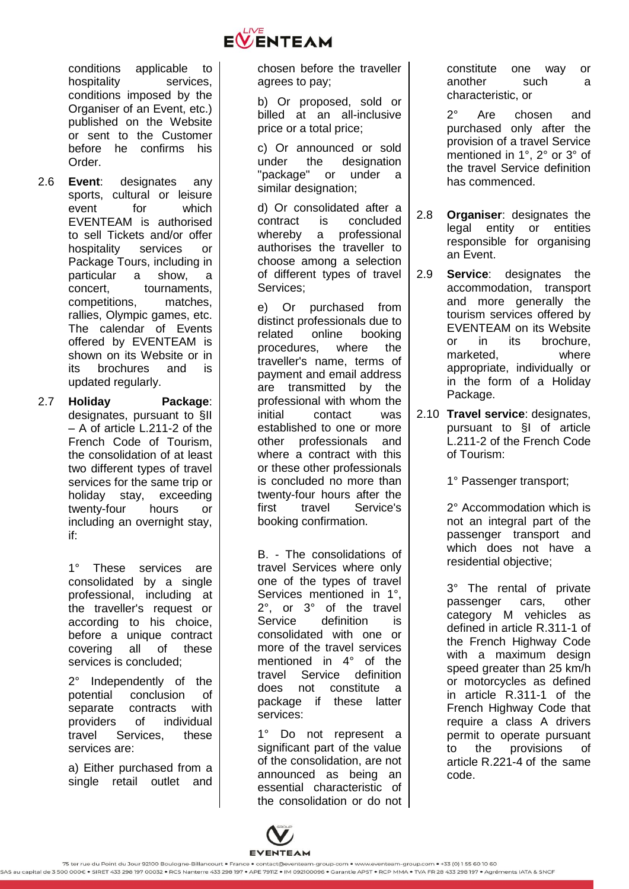conditions applicable to hospitality services, conditions imposed by the Organiser of an Event, etc.) published on the Website or sent to the Customer before he confirms his Order.

2.6 **Event**: designates any sports, cultural or leisure event for which EVENTEAM is authorised to sell Tickets and/or offer hospitality services or Package Tours, including in particular a show, a concert, tournaments, competitions, matches, rallies, Olympic games, etc. The calendar of Events offered by EVENTEAM is shown on its Website or in its brochures and is updated regularly.

2.7 **Holiday Package**: designates, pursuant to §II – A of article L.211-2 of the French Code of Tourism, the consolidation of at least two different types of travel services for the same trip or holiday stay, exceeding twenty-four hours or including an overnight stay, if:

1° These services are consolidated by a single professional, including at the traveller's request or according to his choice, before a unique contract covering all of these services is concluded;

2° Independently of the potential conclusion of separate contracts with providers of individual travel Services, these services are:

a) Either purchased from a single retail outlet and chosen before the traveller agrees to pay;

b) Or proposed, sold or billed at an all-inclusive price or a total price;

c) Or announced or sold under the designation "package" or under a similar designation;

d) Or consolidated after a contract is concluded whereby a professional authorises the traveller to choose among a selection of different types of travel Services;

e) Or purchased from distinct professionals due to related online booking procedures, where the traveller's name, terms of payment and email address are transmitted by the professional with whom the initial contact was established to one or more other professionals and where a contract with this or these other professionals is concluded no more than twenty-four hours after the first travel Service's booking confirmation.

B. - The consolidations of travel Services where only one of the types of travel Services mentioned in 1°, 2°, or 3° of the travel Service definition is consolidated with one or more of the travel services mentioned in 4° of the travel Service definition does not constitute a package if these latter services:

1° Do not represent a significant part of the value of the consolidation, are not announced as being an essential characteristic of the consolidation or do not constitute one way or another such a characteristic, or

2° Are chosen and purchased only after the provision of a travel Service mentioned in 1°, 2° or 3° of the travel Service definition has commenced.

2.8 **Organiser**: designates the legal entity or entities responsible for organising an Event.

2.9 **Service**: designates the accommodation, transport and more generally the tourism services offered by EVENTEAM on its Website or in its brochure, marketed, where appropriate, individually or in the form of a Holiday Package.

2.10 **Travel service**: designates, pursuant to §I of article L.211-2 of the French Code of Tourism:

1° Passenger transport;

2° Accommodation which is not an integral part of the passenger transport and which does not have a residential objective;

3° The rental of private passenger cars, other category M vehicles as defined in article R.311-1 of the French Highway Code with a maximum design speed greater than 25 km/h or motorcycles as defined in article R.311-1 of the French Highway Code that require a class A drivers permit to operate pursuant to the provisions of article R.221-4 of the same code.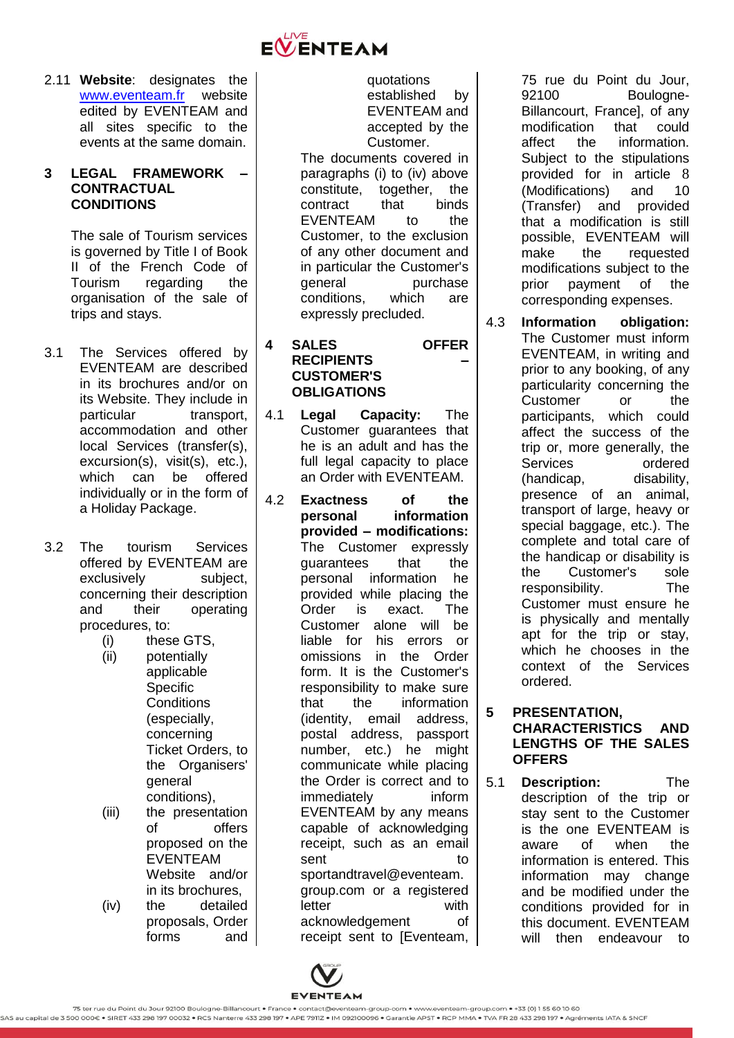2.11 **Website**: designates the [www.eventeam.fr](http://www.eventeam.fr) website edited by EVENTEAM and all sites specific to the events at the same domain.

## 3 LEGAL FRAMEWORK – CONTRACTUAL CONDITIONS

The sale of Tourism services is governed by Title I of Book II of the French Code of Tourism regarding the organisation of the sale of trips and stays.

3.1 The Services offered by EVENTEAM are described in its brochures and/or on its Website. They include in particular transport, accommodation and other local Services (transfer(s), excursion(s), visit(s), etc.), which can be offered individually or in the form of a Holiday Package.

3.2 The tourism Services offered by EVENTEAM are exclusively subject, concerning their description and their operating procedures, to:

- (i) these GTS,
- (ii) potentially applicable Specific Conditions (especially, concerning Ticket Orders, to the Organisers' general conditions),
- (iii) the presentation of offers proposed on the EVENTEAM Website and/or in its brochures,
- (iv) the detailed proposals, Order forms and quotations established by EVENTEAM and accepted by the Customer.

The documents covered in paragraphs (i) to (iv) above constitute, together, the contract that binds EVENTEAM to the Customer, to the exclusion of any other document and in particular the Customer's general purchase conditions, which are expressly precluded.

## 4 SALES OFFER RECIPIENTS – CUSTOMER'S OBLIGATIONS

4.1 **Legal Capacity:** The Customer guarantees that he is an adult and has the full legal capacity to place an Order with EVENTEAM.

4.2 **Exactness of the personal information provided – modifications:** The Customer expressly guarantees that the personal information he provided while placing the Order is exact. The Customer alone will be liable for his errors or omissions in the Order form. It is the Customer's responsibility to make sure that the information (identity, email address, postal address, passport number, etc.) he might communicate while placing the Order is correct and to immediately inform EVENTEAM by any means capable of acknowledging receipt, such as an email sent to sportandtravel@eventeam.group.com or a registered letter with acknowledgement of receipt sent to [Eventeam, 75 rue du Point du Jour, 92100 Boulogne-Billancourt, France], of any modification that could affect the information. Subject to the stipulations provided for in article 8 (Modifications) and 10 (Transfer) and provided that a modification is still possible, EVENTEAM will make the requested modifications subject to the prior payment of the corresponding expenses.

4.3 **Information obligation:** The Customer must inform EVENTEAM, in writing and prior to any booking, of any particularity concerning the Customer or the participants, which could affect the success of the trip or, more generally, the Services ordered (handicap, disability, presence of an animal, transport of large, heavy or special baggage, etc.). The complete and total care of the handicap or disability is the Customer's sole responsibility. The Customer must ensure he is physically and mentally apt for the trip or stay, which he chooses in the context of the Services ordered.

## 5 PRESENTATION, CHARACTERISTICS AND LENGTHS OF THE SALES OFFERS

5.1 **Description:** The description of the trip or stay sent to the Customer is the one EVENTEAM is aware of when the information is entered. This information may change and be modified under the conditions provided for in this document. EVENTEAM will then endeavour to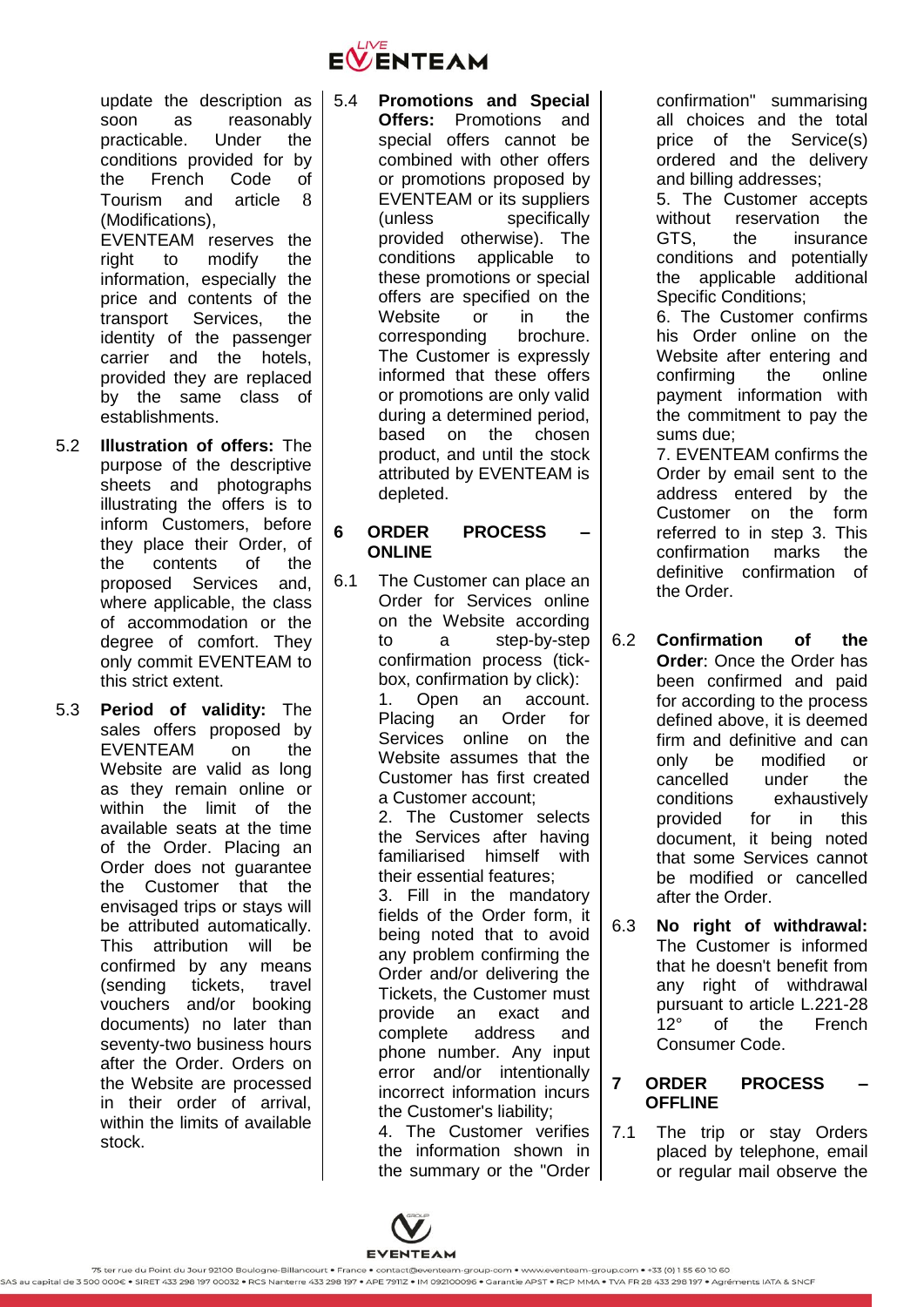update the description as soon as reasonably practicable. Under the conditions provided for by the French Code of Tourism and article 8 (Modifications), EVENTEAM reserves the right to modify the information, especially the price and contents of the transport Services, the identity of the passenger carrier and the hotels, provided they are replaced by the same class of establishments.

5.2 **Illustration of offers:** The purpose of the descriptive sheets and photographs illustrating the offers is to inform Customers, before they place their Order, of the contents of the proposed Services and, where applicable, the class of accommodation or the degree of comfort. They only commit EVENTEAM to this strict extent.

5.3 **Period of validity:** The sales offers proposed by EVENTEAM on the Website are valid as long as they remain online or within the limit of the available seats at the time of the Order. Placing an Order does not guarantee the Customer that the envisaged trips or stays will be attributed automatically. This attribution will be confirmed by any means (sending tickets, travel vouchers and/or booking documents) no later than seventy-two business hours after the Order. Orders on the Website are processed in their order of arrival, within the limits of available stock.

5.4 **Promotions and Special Offers:** Promotions and special offers cannot be combined with other offers or promotions proposed by EVENTEAM or its suppliers (unless specifically provided otherwise). The conditions applicable to these promotions or special offers are specified on the Website or in the corresponding brochure. The Customer is expressly informed that these offers or promotions are only valid during a determined period, based on the chosen product, and until the stock attributed by EVENTEAM is depleted.

## 6 ORDER PROCESS – ONLINE

6.1 The Customer can place an Order for Services online on the Website according to a step-by-step confirmation process (tick-box, confirmation by click):
1. Open an account. Placing an Order for Services online on the Website assumes that the Customer has first created a Customer account;
2. The Customer selects the Services after having familiarised himself with their essential features;
3. Fill in the mandatory fields of the Order form, it being noted that to avoid any problem confirming the Order and/or delivering the Tickets, the Customer must provide an exact and complete address and phone number. Any input error and/or intentionally incorrect information incurs the Customer's liability;
4. The Customer verifies the information shown in the summary or the "Order confirmation" summarising all choices and the total price of the Service(s) ordered and the delivery and billing addresses;
5. The Customer accepts without reservation the GTS, the insurance conditions and potentially the applicable additional Specific Conditions;
6. The Customer confirms his Order online on the Website after entering and confirming the online payment information with the commitment to pay the sums due;
7. EVENTEAM confirms the Order by email sent to the address entered by the Customer on the form referred to in step 3. This confirmation marks the definitive confirmation of the Order.

6.2 **Confirmation of the Order**: Once the Order has been confirmed and paid for according to the process defined above, it is deemed firm and definitive and can only be modified or cancelled under the conditions exhaustively provided for in this document, it being noted that some Services cannot be modified or cancelled after the Order.

6.3 **No right of withdrawal:** The Customer is informed that he doesn't benefit from any right of withdrawal pursuant to article L.221-28 12° of the French Consumer Code.

## 7 ORDER PROCESS – OFFLINE

7.1 The trip or stay Orders placed by telephone, email or regular mail observe the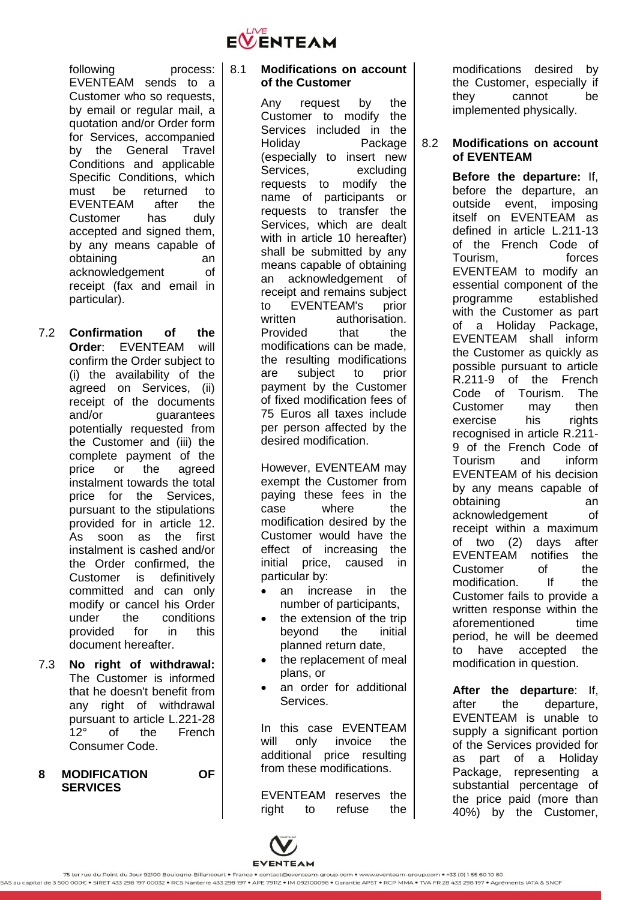following process: EVENTEAM sends to a Customer who so requests, by email or regular mail, a quotation and/or Order form for Services, accompanied by the General Travel Conditions and applicable Specific Conditions, which must be returned to EVENTEAM after the Customer has duly accepted and signed them, by any means capable of obtaining an acknowledgement of receipt (fax and email in particular).

7.2 **Confirmation of the Order**: EVENTEAM will confirm the Order subject to (i) the availability of the agreed on Services, (ii) receipt of the documents and/or guarantees potentially requested from the Customer and (iii) the complete payment of the price or the agreed instalment towards the total price for the Services, pursuant to the stipulations provided for in article 12. As soon as the first instalment is cashed and/or the Order confirmed, the Customer is definitively committed and can only modify or cancel his Order under the conditions provided for in this document hereafter.

7.3 **No right of withdrawal:** The Customer is informed that he doesn't benefit from any right of withdrawal pursuant to article L.221-28 12° of the French Consumer Code.

## 8 MODIFICATION OF SERVICES

### 8.1 Modifications on account of the Customer

Any request by the Customer to modify the Services included in the Holiday Package (especially to insert new Services, excluding requests to modify the name of participants or requests to transfer the Services, which are dealt with in article 10 hereafter) shall be submitted by any means capable of obtaining an acknowledgement of receipt and remains subject to EVENTEAM's prior written authorisation. Provided that the modifications can be made, the resulting modifications are subject to prior payment by the Customer of fixed modification fees of 75 Euros all taxes include per person affected by the desired modification.

However, EVENTEAM may exempt the Customer from paying these fees in the case where the modification desired by the Customer would have the effect of increasing the initial price, caused in particular by:

- an increase in the number of participants,
- the extension of the trip beyond the initial planned return date,
- the replacement of meal plans, or
- an order for additional Services.

In this case EVENTEAM will only invoice the additional price resulting from these modifications.

EVENTEAM reserves the right to refuse the modifications desired by the Customer, especially if they cannot be implemented physically.

### 8.2 Modifications on account of EVENTEAM

**Before the departure:** If, before the departure, an outside event, imposing itself on EVENTEAM as defined in article L.211-13 of the French Code of Tourism, forces EVENTEAM to modify an essential component of the programme established with the Customer as part of a Holiday Package, EVENTEAM shall inform the Customer as quickly as possible pursuant to article R.211-9 of the French Code of Tourism. The Customer may then exercise his rights recognised in article R.211-9 of the French Code of Tourism and inform EVENTEAM of his decision by any means capable of obtaining an acknowledgement of receipt within a maximum of two (2) days after EVENTEAM notifies the Customer of the modification. If the Customer fails to provide a written response within the aforementioned time period, he will be deemed to have accepted the modification in question.

**After the departure**: If, after the departure, EVENTEAM is unable to supply a significant portion of the Services provided for as part of a Holiday Package, representing a substantial percentage of the price paid (more than 40%) by the Customer,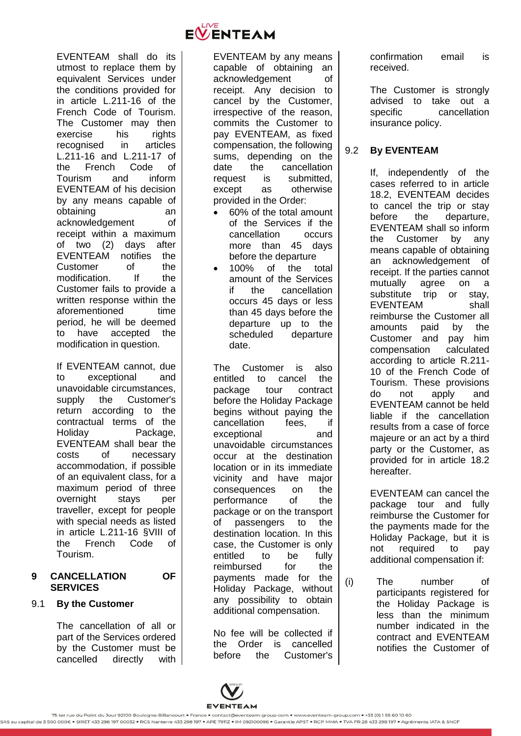EVENTEAM shall do its utmost to replace them by equivalent Services under the conditions provided for in article L.211-16 of the French Code of Tourism. The Customer may then exercise his rights recognised in articles L.211-16 and L.211-17 of the French Code of Tourism and inform EVENTEAM of his decision by any means capable of obtaining an acknowledgement of receipt within a maximum of two (2) days after EVENTEAM notifies the Customer of the modification. If the Customer fails to provide a written response within the aforementioned time period, he will be deemed to have accepted the modification in question.

If EVENTEAM cannot, due to exceptional and unavoidable circumstances, supply the Customer's return according to the contractual terms of the Holiday Package, EVENTEAM shall bear the costs of necessary accommodation, if possible of an equivalent class, for a maximum period of three overnight stays per traveller, except for people with special needs as listed in article L.211-16 §VIII of the French Code of Tourism.

## 9 CANCELLATION OF SERVICES

### 9.1 By the Customer

The cancellation of all or part of the Services ordered by the Customer must be cancelled directly with EVENTEAM by any means capable of obtaining an acknowledgement of receipt. Any decision to cancel by the Customer, irrespective of the reason, commits the Customer to pay EVENTEAM, as fixed compensation, the following sums, depending on the date the cancellation request is submitted, except as otherwise provided in the Order:

- 60% of the total amount of the Services if the cancellation occurs more than 45 days before the departure
- 100% of the total amount of the Services if the cancellation occurs 45 days or less than 45 days before the departure up to the scheduled departure date.

The Customer is also entitled to cancel the package tour contract before the Holiday Package begins without paying the cancellation fees, if exceptional and unavoidable circumstances occur at the destination location or in its immediate vicinity and have major consequences on the performance of the package or on the transport of passengers to the destination location. In this case, the Customer is only entitled to be fully reimbursed for the payments made for the Holiday Package, without any possibility to obtain additional compensation.

No fee will be collected if the Order is cancelled before the Customer's confirmation email is received.

The Customer is strongly advised to take out a specific cancellation insurance policy.

### 9.2 By EVENTEAM

If, independently of the cases referred to in article 18.2, EVENTEAM decides to cancel the trip or stay before the departure, EVENTEAM shall so inform the Customer by any means capable of obtaining an acknowledgement of receipt. If the parties cannot mutually agree on a substitute trip or stay, EVENTEAM shall reimburse the Customer all amounts paid by the Customer and pay him compensation calculated according to article R.211-10 of the French Code of Tourism. These provisions do not apply and EVENTEAM cannot be held liable if the cancellation results from a case of force majeure or an act by a third party or the Customer, as provided for in article 18.2 hereafter.

EVENTEAM can cancel the package tour and fully reimburse the Customer for the payments made for the Holiday Package, but it is not required to pay additional compensation if:

(i) The number of participants registered for the Holiday Package is less than the minimum number indicated in the contract and EVENTEAM notifies the Customer of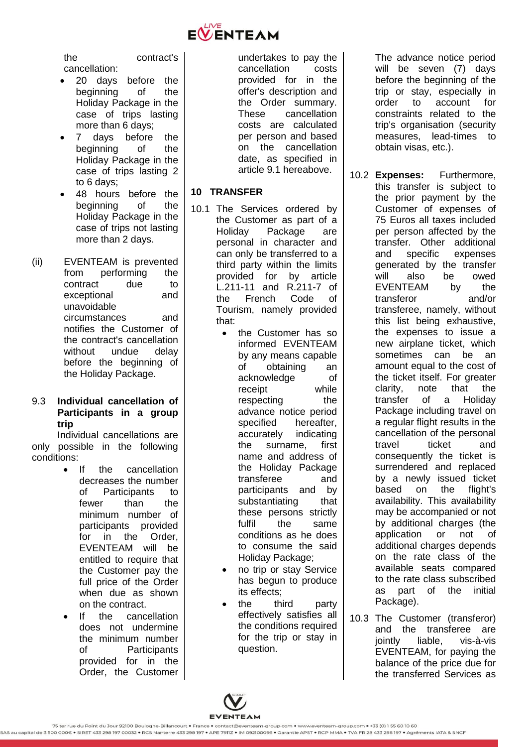the contract's cancellation:

- 20 days before the beginning of the Holiday Package in the case of trips lasting more than 6 days;
- 7 days before the beginning of the Holiday Package in the case of trips lasting 2 to 6 days;
- 48 hours before the beginning of the Holiday Package in the case of trips not lasting more than 2 days.

(ii) EVENTEAM is prevented from performing the contract due to exceptional and unavoidable circumstances and notifies the Customer of the contract's cancellation without undue delay before the beginning of the Holiday Package.

9.3 **Individual cancellation of Participants in a group trip**

Individual cancellations are only possible in the following conditions:

- If the cancellation decreases the number of Participants to fewer than the minimum number of participants provided for in the Order, EVENTEAM will be entitled to require that the Customer pay the full price of the Order when due as shown on the contract.
- If the cancellation does not undermine the minimum number of Participants provided for in the Order, the Customer undertakes to pay the cancellation costs provided for in the offer's description and the Order summary. These cancellation costs are calculated per person and based on the cancellation date, as specified in article 9.1 hereabove.

## 10 TRANSFER

10.1 The Services ordered by the Customer as part of a Holiday Package are personal in character and can only be transferred to a third party within the limits provided for by article L.211-11 and R.211-7 of the French Code of Tourism, namely provided that:

- the Customer has so informed EVENTEAM by any means capable of obtaining an acknowledge of receipt while respecting the advance notice period specified hereafter, accurately indicating the surname, first name and address of the Holiday Package transferee and participants and by substantiating that these persons strictly fulfil the same conditions as he does to consume the said Holiday Package;
- no trip or stay Service has begun to produce its effects;
- the third party effectively satisfies all the conditions required for the trip or stay in question.

The advance notice period will be seven (7) days before the beginning of the trip or stay, especially in order to account for constraints related to the trip's organisation (security measures, lead-times to obtain visas, etc.).

10.2 **Expenses:** Furthermore, this transfer is subject to the prior payment by the Customer of expenses of 75 Euros all taxes included per person affected by the transfer. Other additional and specific expenses generated by the transfer will also be owed EVENTEAM by the transferor and/or transferee, namely, without this list being exhaustive, the expenses to issue a new airplane ticket, which sometimes can be an amount equal to the cost of the ticket itself. For greater clarity, note that the transfer of a Holiday Package including travel on a regular flight results in the cancellation of the personal travel ticket and consequently the ticket is surrendered and replaced by a newly issued ticket based on the flight's availability. This availability may be accompanied or not by additional charges (the application or not of additional charges depends on the rate class of the available seats compared to the rate class subscribed as part of the initial Package).

10.3 The Customer (transferor) and the transferee are jointly liable, vis-à-vis EVENTEAM, for paying the balance of the price due for the transferred Services as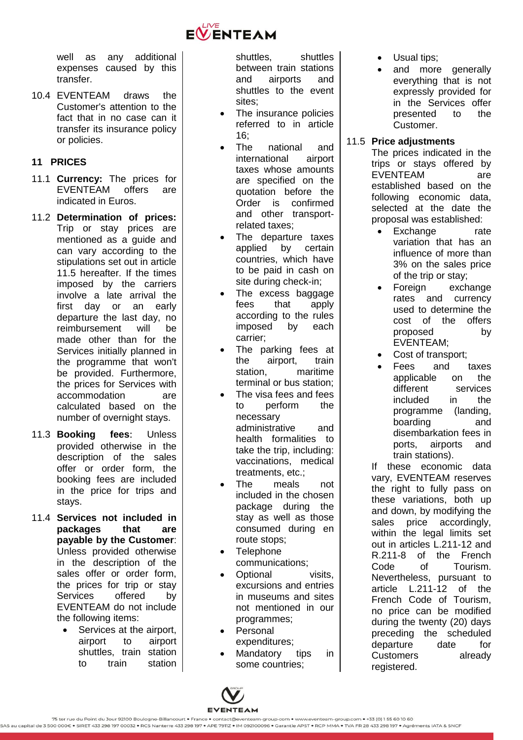well as any additional expenses caused by this transfer.

10.4 EVENTEAM draws the Customer's attention to the fact that in no case can it transfer its insurance policy or policies.

## 11 PRICES

11.1 **Currency:** The prices for EVENTEAM offers are indicated in Euros.

11.2 **Determination of prices:** Trip or stay prices are mentioned as a guide and can vary according to the stipulations set out in article 11.5 hereafter. If the times imposed by the carriers involve a late arrival the first day or an early departure the last day, no reimbursement will be made other than for the Services initially planned in the programme that won't be provided. Furthermore, the prices for Services with accommodation are calculated based on the number of overnight stays.

11.3 **Booking fees**: Unless provided otherwise in the description of the sales offer or order form, the booking fees are included in the price for trips and stays.

11.4 **Services not included in packages that are payable by the Customer**: Unless provided otherwise in the description of the sales offer or order form, the prices for trip or stay Services offered by EVENTEAM do not include the following items:

- Services at the airport, airport to airport shuttles, train station to train station shuttles, shuttles between train stations and airports and shuttles to the event sites;
- The insurance policies referred to in article 16;
- The national and international airport taxes whose amounts are specified on the quotation before the Order is confirmed and other transport-related taxes;
- The departure taxes applied by certain countries, which have to be paid in cash on site during check-in;
- The excess baggage fees that apply according to the rules imposed by each carrier;
- The parking fees at the airport, train station, maritime terminal or bus station;
- The visa fees and fees to perform the necessary administrative and health formalities to take the trip, including: vaccinations, medical treatments, etc.;
- The meals not included in the chosen package during the stay as well as those consumed during en route stops;
- Telephone communications;
- Optional visits, excursions and entries in museums and sites not mentioned in our programmes;
- Personal expenditures;
- Mandatory tips in some countries;
- Usual tips;
- and more generally everything that is not expressly provided for in the Services offer presented to the Customer.

11.5 **Price adjustments**
The prices indicated in the trips or stays offered by EVENTEAM are established based on the following economic data, selected at the date the proposal was established:

- Exchange rate variation that has an influence of more than 3% on the sales price of the trip or stay;
- Foreign exchange rates and currency used to determine the cost of the offers proposed by EVENTEAM;
- Cost of transport;
- Fees and taxes applicable on the different services included in the programme (landing, boarding and disembarkation fees in ports, airports and train stations).

If these economic data vary, EVENTEAM reserves the right to fully pass on these variations, both up and down, by modifying the sales price accordingly, within the legal limits set out in articles L.211-12 and R.211-8 of the French Code of Tourism. Nevertheless, pursuant to article L.211-12 of the French Code of Tourism, no price can be modified during the twenty (20) days preceding the scheduled departure date for Customers already registered.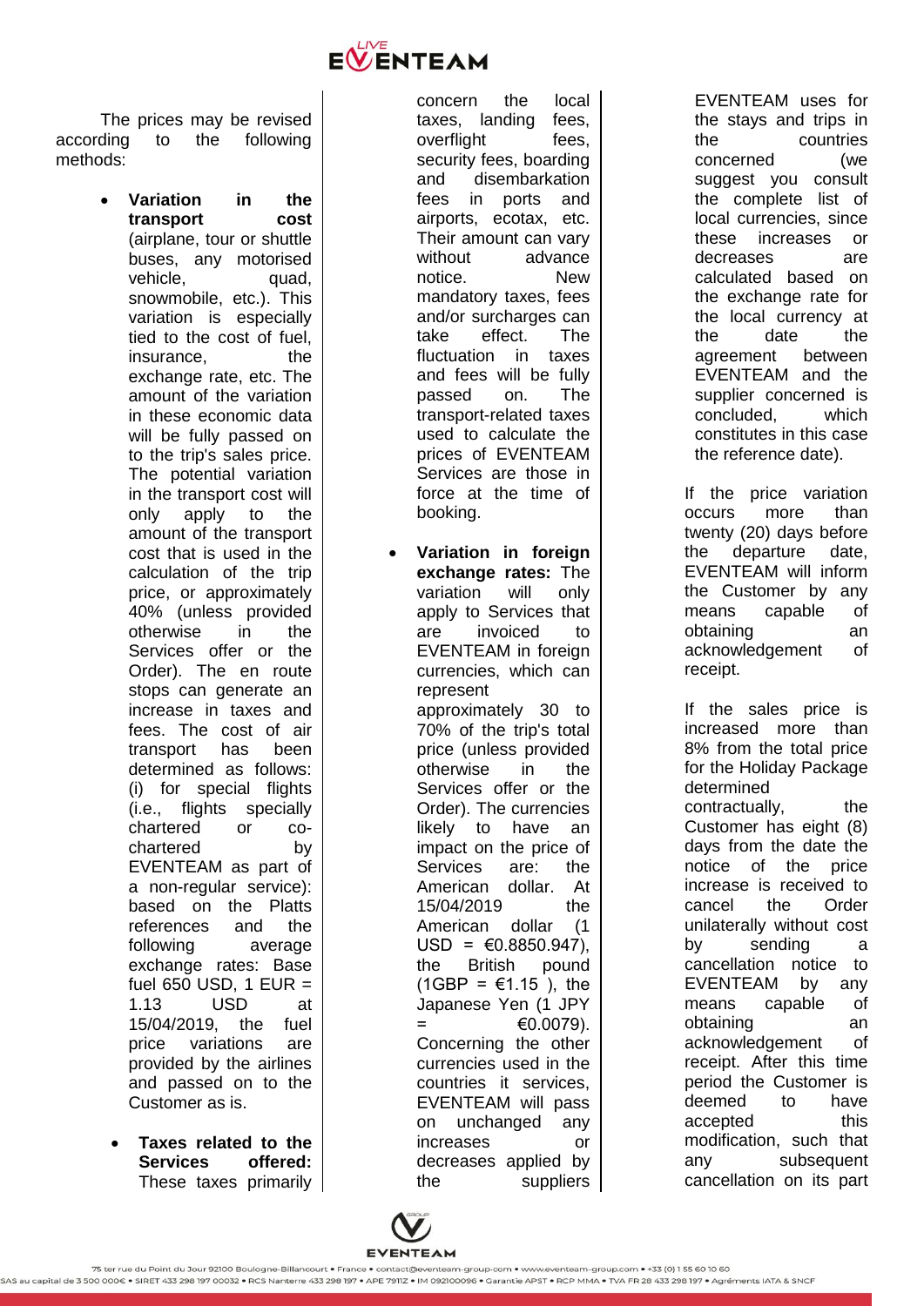The prices may be revised according to the following methods:

- **Variation in the transport cost** (airplane, tour or shuttle buses, any motorised vehicle, quad, snowmobile, etc.). This variation is especially tied to the cost of fuel, insurance, the exchange rate, etc. The amount of the variation in these economic data will be fully passed on to the trip's sales price. The potential variation in the transport cost will only apply to the amount of the transport cost that is used in the calculation of the trip price, or approximately 40% (unless provided otherwise in the Services offer or the Order). The en route stops can generate an increase in taxes and fees. The cost of air transport has been determined as follows: (i) for special flights (i.e., flights specially chartered or co-chartered by EVENTEAM as part of a non-regular service): based on the Platts references and the following average exchange rates: Base fuel 650 USD, 1 EUR = 1.13 USD at 15/04/2019, the fuel price variations are provided by the airlines and passed on to the Customer as is.

- **Taxes related to the Services offered:** These taxes primarily concern the local taxes, landing fees, overflight fees, security fees, boarding and disembarkation fees in ports and airports, ecotax, etc. Their amount can vary without advance notice. New mandatory taxes, fees and/or surcharges can take effect. The fluctuation in taxes and fees will be fully passed on. The transport-related taxes used to calculate the prices of EVENTEAM Services are those in force at the time of booking.

- **Variation in foreign exchange rates:** The variation will only apply to Services that are invoiced to EVENTEAM in foreign currencies, which can represent approximately 30 to 70% of the trip's total price (unless provided otherwise in the Services offer or the Order). The currencies likely to have an impact on the price of Services are: the American dollar. At 15/04/2019 the American dollar (1 USD = €0.8850.947), the British pound (1GBP = €1.15 ), the Japanese Yen (1 JPY = €0.0079). Concerning the other currencies used in the countries it services, EVENTEAM will pass on unchanged any increases or decreases applied by the suppliers EVENTEAM uses for the stays and trips in the countries concerned (we suggest you consult the complete list of local currencies, since these increases or decreases are calculated based on the exchange rate for the local currency at the date the agreement between EVENTEAM and the supplier concerned is concluded, which constitutes in this case the reference date).

If the price variation occurs more than twenty (20) days before the departure date, EVENTEAM will inform the Customer by any means capable of obtaining an acknowledgement of receipt.

If the sales price is increased more than 8% from the total price for the Holiday Package determined contractually, the Customer has eight (8) days from the date the notice of the price increase is received to cancel the Order unilaterally without cost by sending a cancellation notice to EVENTEAM by any means capable of obtaining an acknowledgement of receipt. After this time period the Customer is deemed to have accepted this modification, such that any subsequent cancellation on its part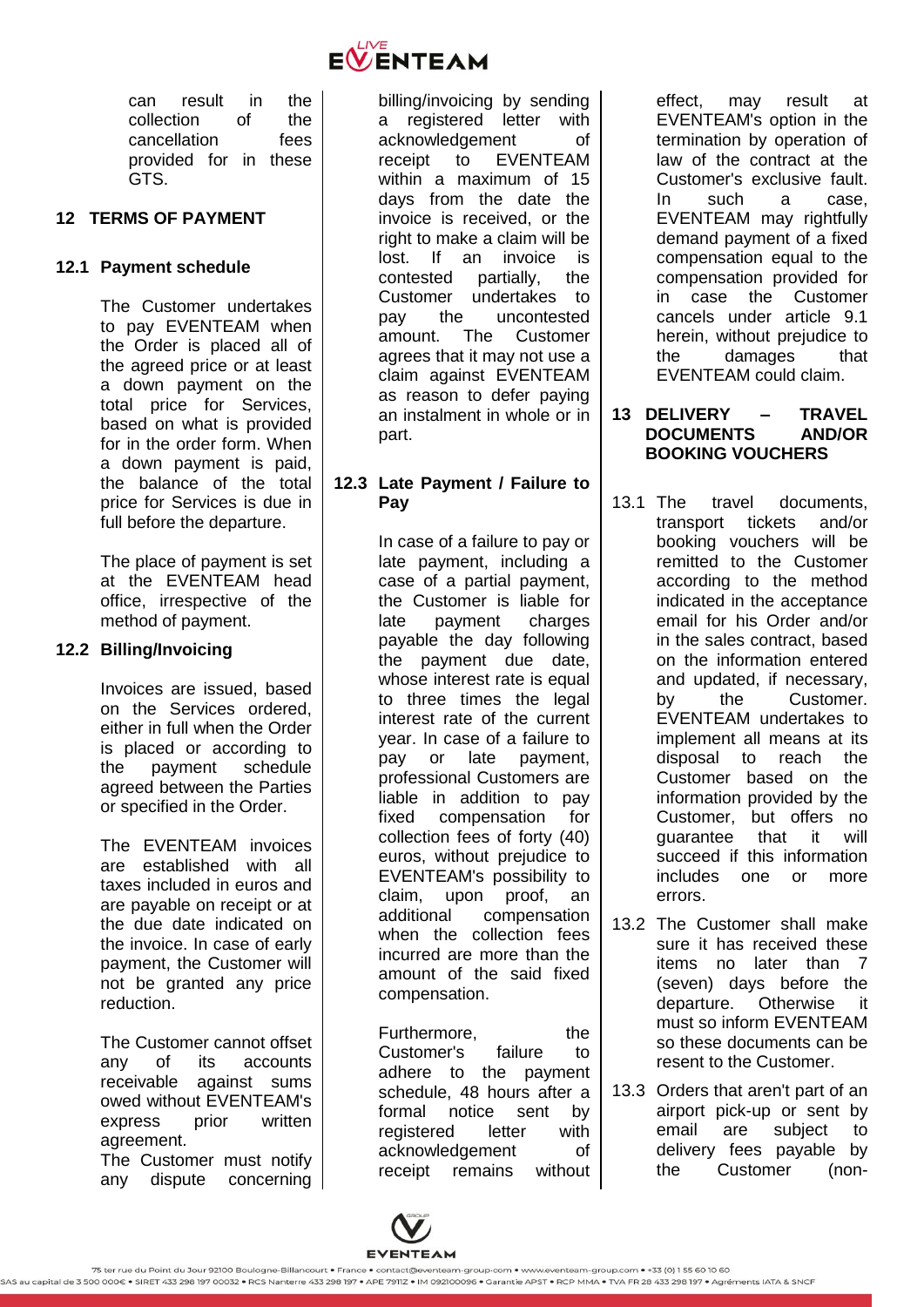can result in the collection of the cancellation fees provided for in these GTS.

## 12 TERMS OF PAYMENT

### 12.1 Payment schedule

The Customer undertakes to pay EVENTEAM when the Order is placed all of the agreed price or at least a down payment on the total price for Services, based on what is provided for in the order form. When a down payment is paid, the balance of the total price for Services is due in full before the departure.

The place of payment is set at the EVENTEAM head office, irrespective of the method of payment.

### 12.2 Billing/Invoicing

Invoices are issued, based on the Services ordered, either in full when the Order is placed or according to the payment schedule agreed between the Parties or specified in the Order.

The EVENTEAM invoices are established with all taxes included in euros and are payable on receipt or at the due date indicated on the invoice. In case of early payment, the Customer will not be granted any price reduction.

The Customer cannot offset any of its accounts receivable against sums owed without EVENTEAM's express prior written agreement.
The Customer must notify any dispute concerning billing/invoicing by sending a registered letter with acknowledgement of receipt to EVENTEAM within a maximum of 15 days from the date the invoice is received, or the right to make a claim will be lost. If an invoice is contested partially, the Customer undertakes to pay the uncontested amount. The Customer agrees that it may not use a claim against EVENTEAM as reason to defer paying an instalment in whole or in part.

### 12.3 Late Payment / Failure to Pay

In case of a failure to pay or late payment, including a case of a partial payment, the Customer is liable for late payment charges payable the day following the payment due date, whose interest rate is equal to three times the legal interest rate of the current year. In case of a failure to pay or late payment, professional Customers are liable in addition to pay fixed compensation for collection fees of forty (40) euros, without prejudice to EVENTEAM's possibility to claim, upon proof, an additional compensation when the collection fees incurred are more than the amount of the said fixed compensation.

Furthermore, the Customer's failure to adhere to the payment schedule, 48 hours after a formal notice sent by registered letter with acknowledgement of receipt remains without effect, may result at EVENTEAM's option in the termination by operation of law of the contract at the Customer's exclusive fault. In such a case, EVENTEAM may rightfully demand payment of a fixed compensation equal to the compensation provided for in case the Customer cancels under article 9.1 herein, without prejudice to the damages that EVENTEAM could claim.

## 13 DELIVERY – TRAVEL DOCUMENTS AND/OR BOOKING VOUCHERS

13.1 The travel documents, transport tickets and/or booking vouchers will be remitted to the Customer according to the method indicated in the acceptance email for his Order and/or in the sales contract, based on the information entered and updated, if necessary, by the Customer. EVENTEAM undertakes to implement all means at its disposal to reach the Customer based on the information provided by the Customer, but offers no guarantee that it will succeed if this information includes one or more errors.

13.2 The Customer shall make sure it has received these items no later than 7 (seven) days before the departure. Otherwise it must so inform EVENTEAM so these documents can be resent to the Customer.

13.3 Orders that aren't part of an airport pick-up or sent by email are subject to delivery fees payable by the Customer (non-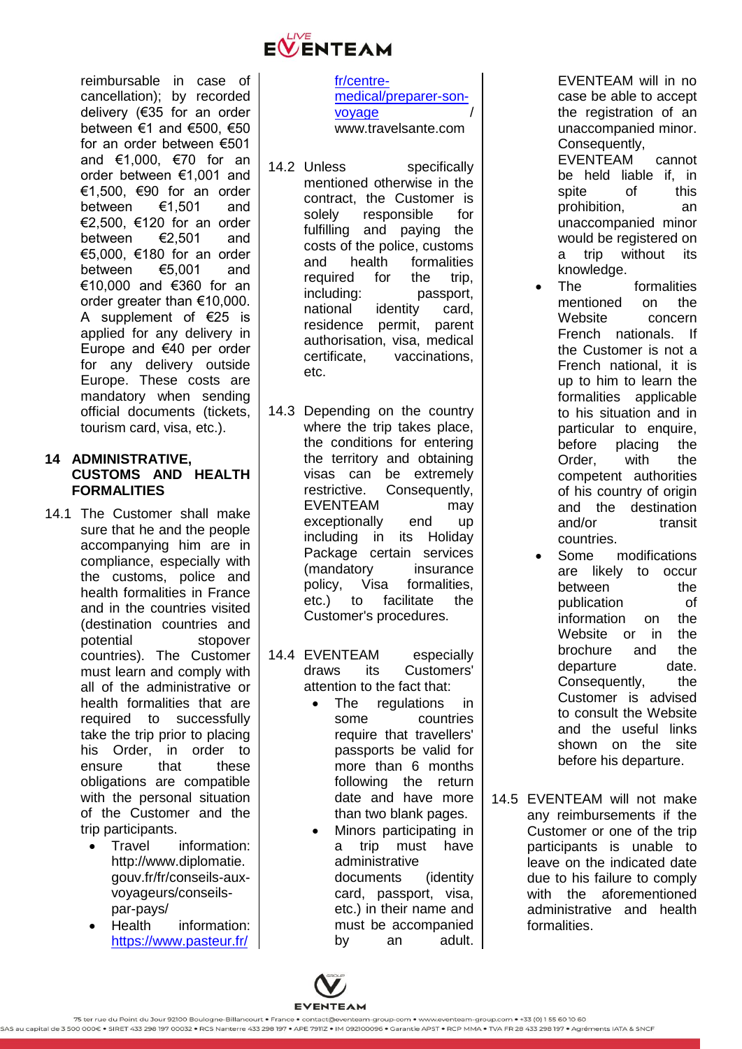reimbursable in case of cancellation); by recorded delivery (€35 for an order between €1 and €500, €50 for an order between €501 and €1,000, €70 for an order between €1,001 and €1,500, €90 for an order between €1,501 and €2,500, €120 for an order between €2,501 and €5,000, €180 for an order between €5,001 and €10,000 and €360 for an order greater than €10,000. A supplement of €25 is applied for any delivery in Europe and €40 per order for any delivery outside Europe. These costs are mandatory when sending official documents (tickets, tourism card, visa, etc.).

## 14 ADMINISTRATIVE, CUSTOMS AND HEALTH FORMALITIES

14.1 The Customer shall make sure that he and the people accompanying him are in compliance, especially with the customs, police and health formalities in France and in the countries visited (destination countries and potential stopover countries). The Customer must learn and comply with all of the administrative or health formalities that are required to successfully take the trip prior to placing his Order, in order to ensure that these obligations are compatible with the personal situation of the Customer and the trip participants.

- Travel information: http://www.diplomatie.gouv.fr/fr/conseils-aux-voyageurs/conseils-par-pays/
- Health information: https://www.pasteur.fr/fr/centre-medical/preparer-son-voyage / www.travelsante.com

14.2 Unless specifically mentioned otherwise in the contract, the Customer is solely responsible for fulfilling and paying the costs of the police, customs and health formalities required for the trip, including: passport, national identity card, residence permit, parent authorisation, visa, medical certificate, vaccinations, etc.

14.3 Depending on the country where the trip takes place, the conditions for entering the territory and obtaining visas can be extremely restrictive. Consequently, EVENTEAM may exceptionally end up including in its Holiday Package certain services (mandatory insurance policy, Visa formalities, etc.) to facilitate the Customer's procedures.

14.4 EVENTEAM especially draws its Customers' attention to the fact that:

- The regulations in some countries require that travellers' passports be valid for more than 6 months following the return date and have more than two blank pages.
- Minors participating in a trip must have administrative documents (identity card, passport, visa, etc.) in their name and must be accompanied by an adult. EVENTEAM will in no case be able to accept the registration of an unaccompanied minor. Consequently, EVENTEAM cannot be held liable if, in spite of this prohibition, an unaccompanied minor would be registered on a trip without its knowledge.
- The formalities mentioned on the Website concern French nationals. If the Customer is not a French national, it is up to him to learn the formalities applicable to his situation and in particular to enquire, before placing the Order, with the competent authorities of his country of origin and the destination and/or transit countries.
- Some modifications are likely to occur between the publication of information on the Website or in the brochure and the departure date. Consequently, the Customer is advised to consult the Website and the useful links shown on the site before his departure.

14.5 EVENTEAM will not make any reimbursements if the Customer or one of the trip participants is unable to leave on the indicated date due to his failure to comply with the aforementioned administrative and health formalities.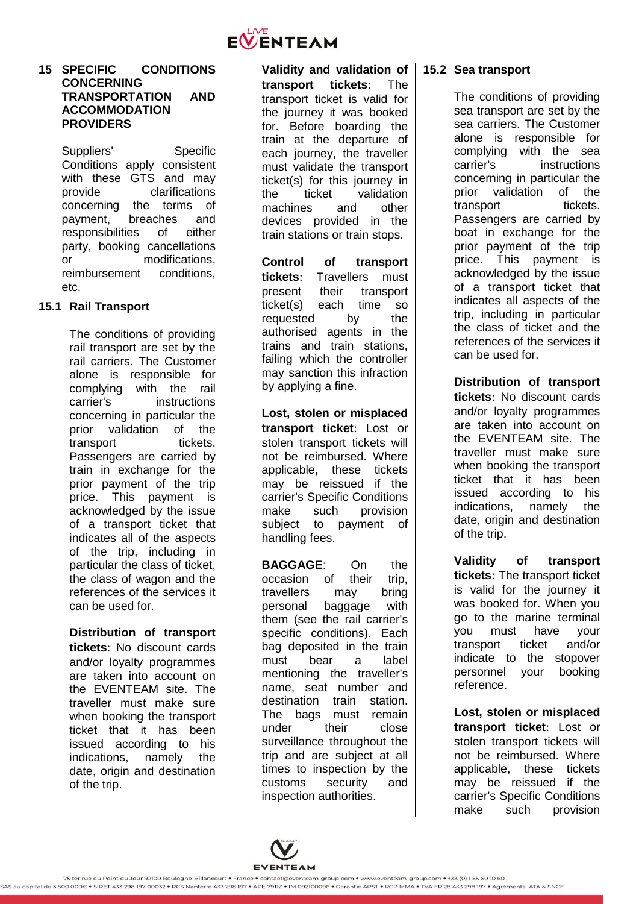## 15 SPECIFIC CONDITIONS CONCERNING TRANSPORTATION AND ACCOMMODATION PROVIDERS

Suppliers' Specific Conditions apply consistent with these GTS and may provide clarifications concerning the terms of payment, breaches and responsibilities of either party, booking cancellations or modifications, reimbursement conditions, etc.

### 15.1 Rail Transport

The conditions of providing rail transport are set by the rail carriers. The Customer alone is responsible for complying with the rail carrier's instructions concerning in particular the prior validation of the transport tickets. Passengers are carried by train in exchange for the prior payment of the trip price. This payment is acknowledged by the issue of a transport ticket that indicates all of the aspects of the trip, including in particular the class of ticket, the class of wagon and the references of the services it can be used for.

**Distribution of transport tickets**: No discount cards and/or loyalty programmes are taken into account on the EVENTEAM site. The traveller must make sure when booking the transport ticket that it has been issued according to his indications, namely the date, origin and destination of the trip.

**Validity and validation of transport tickets**: The transport ticket is valid for the journey it was booked for. Before boarding the train at the departure of each journey, the traveller must validate the transport ticket(s) for this journey in the ticket validation machines and other devices provided in the train stations or train stops.

**Control of transport tickets**: Travellers must present their transport ticket(s) each time so requested by the authorised agents in the trains and train stations, failing which the controller may sanction this infraction by applying a fine.

**Lost, stolen or misplaced transport ticket**: Lost or stolen transport tickets will not be reimbursed. Where applicable, these tickets may be reissued if the carrier's Specific Conditions make such provision subject to payment of handling fees.

**BAGGAGE**: On the occasion of their trip, travellers may bring personal baggage with them (see the rail carrier's specific conditions). Each bag deposited in the train must bear a label mentioning the traveller's name, seat number and destination train station. The bags must remain under their close surveillance throughout the trip and are subject at all times to inspection by the customs security and inspection authorities.

### 15.2 Sea transport

The conditions of providing sea transport are set by the sea carriers. The Customer alone is responsible for complying with the sea carrier's instructions concerning in particular the prior validation of the transport tickets. Passengers are carried by boat in exchange for the prior payment of the trip price. This payment is acknowledged by the issue of a transport ticket that indicates all aspects of the trip, including in particular the class of ticket and the references of the services it can be used for.

**Distribution of transport tickets**: No discount cards and/or loyalty programmes are taken into account on the EVENTEAM site. The traveller must make sure when booking the transport ticket that it has been issued according to his indications, namely the date, origin and destination of the trip.

**Validity of transport tickets**: The transport ticket is valid for the journey it was booked for. When you go to the marine terminal you must have your transport ticket and/or indicate to the stopover personnel your booking reference.

**Lost, stolen or misplaced transport ticket**: Lost or stolen transport tickets will not be reimbursed. Where applicable, these tickets may be reissued if the carrier's Specific Conditions make such provision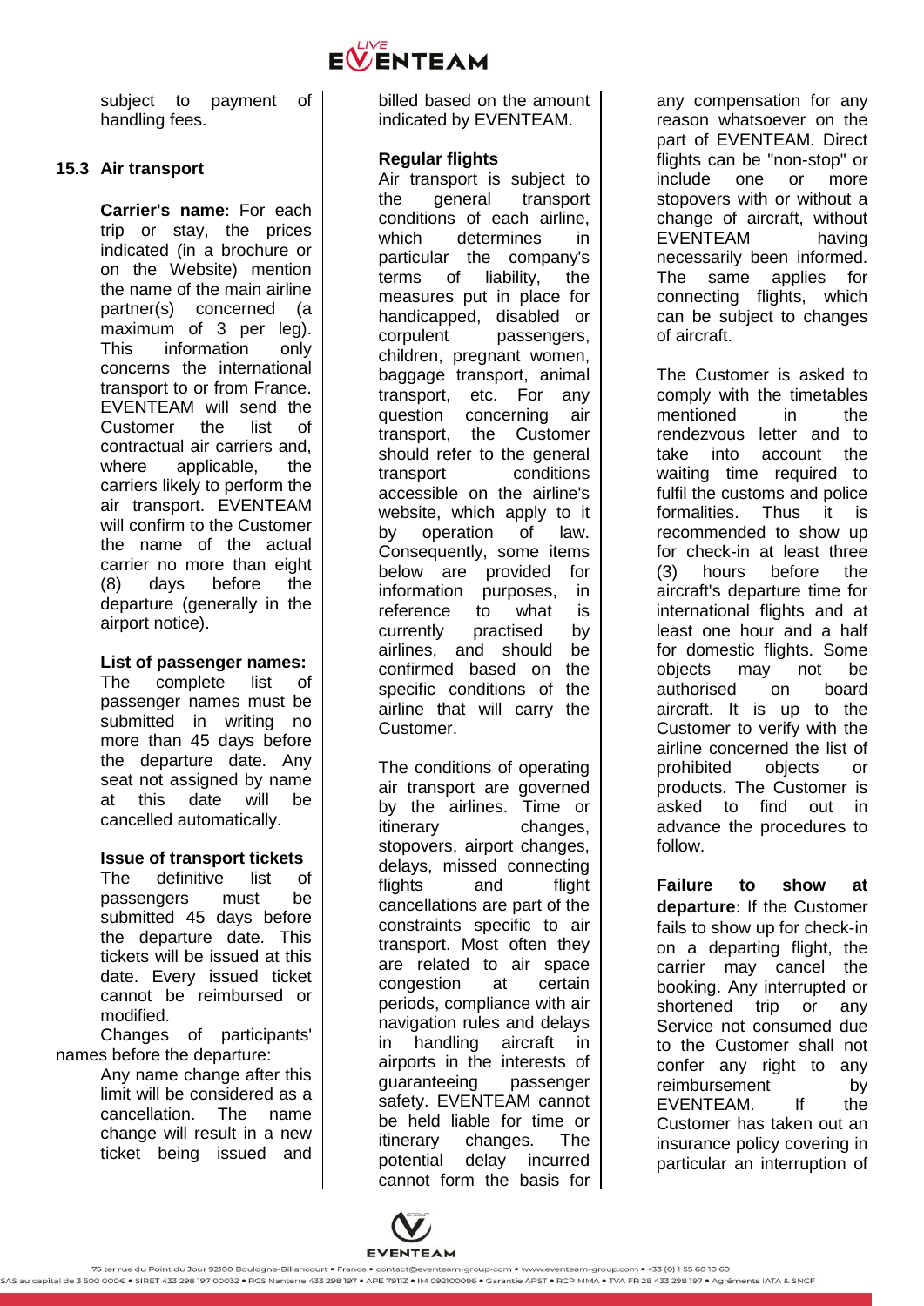subject to payment of handling fees.

### 15.3 Air transport

**Carrier's name**: For each trip or stay, the prices indicated (in a brochure or on the Website) mention the name of the main airline partner(s) concerned (a maximum of 3 per leg). This information only concerns the international transport to or from France. EVENTEAM will send the Customer the list of contractual air carriers and, where applicable, the carriers likely to perform the air transport. EVENTEAM will confirm to the Customer the name of the actual carrier no more than eight (8) days before the departure (generally in the airport notice).

**List of passenger names:** The complete list of passenger names must be submitted in writing no more than 45 days before the departure date. Any seat not assigned by name at this date will be cancelled automatically.

**Issue of transport tickets** The definitive list of passengers must be submitted 45 days before the departure date. This tickets will be issued at this date. Every issued ticket cannot be reimbursed or modified.

Changes of participants' names before the departure:

Any name change after this limit will be considered as a cancellation. The name change will result in a new ticket being issued and billed based on the amount indicated by EVENTEAM.

**Regular flights**

Air transport is subject to the general transport conditions of each airline, which determines in particular the company's terms of liability, the measures put in place for handicapped, disabled or corpulent passengers, children, pregnant women, baggage transport, animal transport, etc. For any question concerning air transport, the Customer should refer to the general transport conditions accessible on the airline's website, which apply to it by operation of law. Consequently, some items below are provided for information purposes, in reference to what is currently practised by airlines, and should be confirmed based on the specific conditions of the airline that will carry the Customer.

The conditions of operating air transport are governed by the airlines. Time or itinerary changes, stopovers, airport changes, delays, missed connecting flights and flight cancellations are part of the constraints specific to air transport. Most often they are related to air space congestion at certain periods, compliance with air navigation rules and delays in handling aircraft in airports in the interests of guaranteeing passenger safety. EVENTEAM cannot be held liable for time or itinerary changes. The potential delay incurred cannot form the basis for any compensation for any reason whatsoever on the part of EVENTEAM. Direct flights can be "non-stop" or include one or more stopovers with or without a change of aircraft, without EVENTEAM having necessarily been informed. The same applies for connecting flights, which can be subject to changes of aircraft.

The Customer is asked to comply with the timetables mentioned in the rendezvous letter and to take into account the waiting time required to fulfil the customs and police formalities. Thus it is recommended to show up for check-in at least three (3) hours before the aircraft's departure time for international flights and at least one hour and a half for domestic flights. Some objects may not be authorised on board aircraft. It is up to the Customer to verify with the airline concerned the list of prohibited objects or products. The Customer is asked to find out in advance the procedures to follow.

**Failure to show at departure**: If the Customer fails to show up for check-in on a departing flight, the carrier may cancel the booking. Any interrupted or shortened trip or any Service not consumed due to the Customer shall not confer any right to any reimbursement by EVENTEAM. If the Customer has taken out an insurance policy covering in particular an interruption of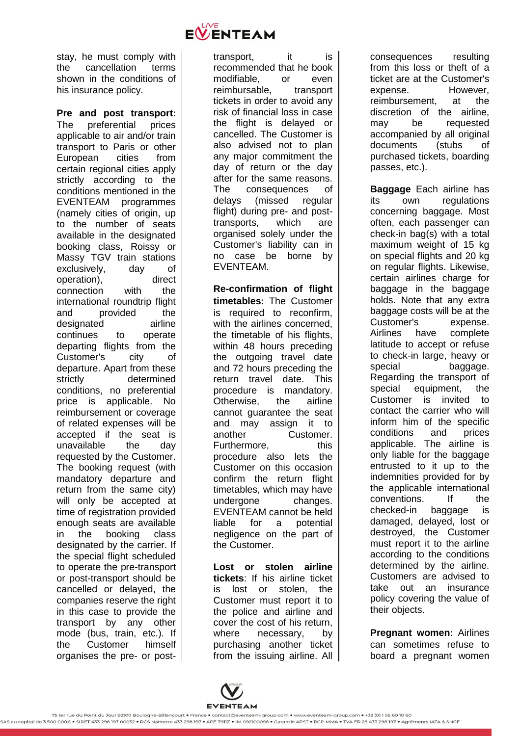stay, he must comply with the cancellation terms shown in the conditions of his insurance policy.

**Pre and post transport**: The preferential prices applicable to air and/or train transport to Paris or other European cities from certain regional cities apply strictly according to the conditions mentioned in the EVENTEAM programmes (namely cities of origin, up to the number of seats available in the designated booking class, Roissy or Massy TGV train stations exclusively, day of operation), direct connection with the international roundtrip flight and provided the designated airline continues to operate departing flights from the Customer's city of departure. Apart from these strictly determined conditions, no preferential price is applicable. No reimbursement or coverage of related expenses will be accepted if the seat is unavailable the day requested by the Customer. The booking request (with mandatory departure and return from the same city) will only be accepted at time of registration provided enough seats are available in the booking class designated by the carrier. If the special flight scheduled to operate the pre-transport or post-transport should be cancelled or delayed, the companies reserve the right in this case to provide the transport by any other mode (bus, train, etc.). If the Customer himself organises the pre- or post-transport, it is recommended that he book modifiable, or even reimbursable, transport tickets in order to avoid any risk of financial loss in case the flight is delayed or cancelled. The Customer is also advised not to plan any major commitment the day of return or the day after for the same reasons. The consequences of delays (missed regular flight) during pre- and post-transports, which are organised solely under the Customer's liability can in no case be borne by EVENTEAM.

**Re-confirmation of flight timetables**: The Customer is required to reconfirm, with the airlines concerned, the timetable of his flights, within 48 hours preceding the outgoing travel date and 72 hours preceding the return travel date. This procedure is mandatory. Otherwise, the airline cannot guarantee the seat and may assign it to another Customer. Furthermore, this procedure also lets the Customer on this occasion confirm the return flight timetables, which may have undergone changes. EVENTEAM cannot be held liable for a potential negligence on the part of the Customer.

**Lost or stolen airline tickets**: If his airline ticket is lost or stolen, the Customer must report it to the police and airline and cover the cost of his return, where necessary, by purchasing another ticket from the issuing airline. All consequences resulting from this loss or theft of a ticket are at the Customer's expense. However, reimbursement, at the discretion of the airline, may be requested accompanied by all original documents (stubs of purchased tickets, boarding passes, etc.).

**Baggage** Each airline has its own regulations concerning baggage. Most often, each passenger can check-in bag(s) with a total maximum weight of 15 kg on special flights and 20 kg on regular flights. Likewise, certain airlines charge for baggage in the baggage holds. Note that any extra baggage costs will be at the Customer's expense. Airlines have complete latitude to accept or refuse to check-in large, heavy or special baggage. Regarding the transport of special equipment, the Customer is invited to contact the carrier who will inform him of the specific conditions and prices applicable. The airline is only liable for the baggage entrusted to it up to the indemnities provided for by the applicable international conventions. If the checked-in baggage is damaged, delayed, lost or destroyed, the Customer must report it to the airline according to the conditions determined by the airline. Customers are advised to take out an insurance policy covering the value of their objects.

**Pregnant women**: Airlines can sometimes refuse to board a pregnant women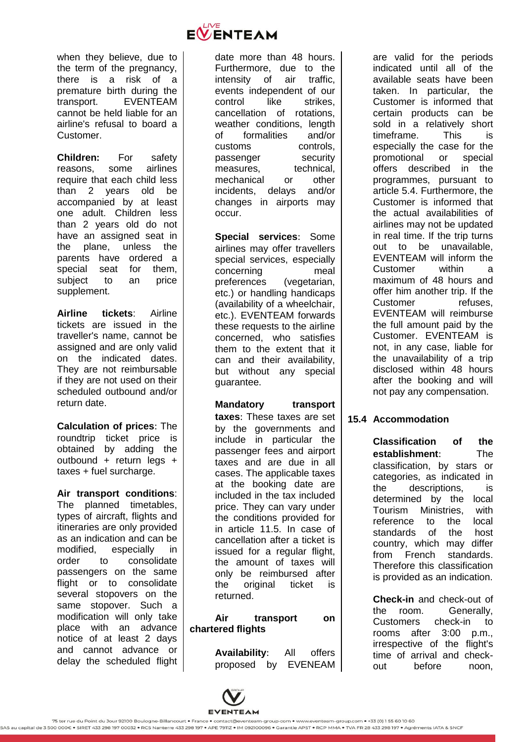when they believe, due to the term of the pregnancy, there is a risk of a premature birth during the transport. EVENTEAM cannot be held liable for an airline's refusal to board a Customer.

**Children:** For safety reasons, some airlines require that each child less than 2 years old be accompanied by at least one adult. Children less than 2 years old do not have an assigned seat in the plane, unless the parents have ordered a special seat for them, subject to an price supplement.

**Airline tickets**: Airline tickets are issued in the traveller's name, cannot be assigned and are only valid on the indicated dates. They are not reimbursable if they are not used on their scheduled outbound and/or return date.

**Calculation of prices**: The roundtrip ticket price is obtained by adding the outbound + return legs + taxes + fuel surcharge.

**Air transport conditions**: The planned timetables, types of aircraft, flights and itineraries are only provided as an indication and can be modified, especially in order to consolidate passengers on the same flight or to consolidate several stopovers on the same stopover. Such a modification will only take place with an advance notice of at least 2 days and cannot advance or delay the scheduled flight date more than 48 hours. Furthermore, due to the intensity of air traffic, events independent of our control like strikes, cancellation of rotations, weather conditions, length of formalities and/or customs controls, passenger security measures, technical, mechanical or other incidents, delays and/or changes in airports may occur.

**Special services**: Some airlines may offer travellers special services, especially concerning meal preferences (vegetarian, etc.) or handling handicaps (availability of a wheelchair, etc.). EVENTEAM forwards these requests to the airline concerned, who satisfies them to the extent that it can and their availability, but without any special guarantee.

**Mandatory transport taxes**: These taxes are set by the governments and include in particular the passenger fees and airport taxes and are due in all cases. The applicable taxes at the booking date are included in the tax included price. They can vary under the conditions provided for in article 11.5. In case of cancellation after a ticket is issued for a regular flight, the amount of taxes will only be reimbursed after the original ticket is returned.

**Air transport on chartered flights**

**Availability**: All offers proposed by EVENEAM are valid for the periods indicated until all of the available seats have been taken. In particular, the Customer is informed that certain products can be sold in a relatively short timeframe. This is especially the case for the promotional or special offers described in the programmes, pursuant to article 5.4. Furthermore, the Customer is informed that the actual availabilities of airlines may not be updated in real time. If the trip turns out to be unavailable, EVENTEAM will inform the Customer within a maximum of 48 hours and offer him another trip. If the Customer refuses, EVENTEAM will reimburse the full amount paid by the Customer. EVENTEAM is not, in any case, liable for the unavailability of a trip disclosed within 48 hours after the booking and will not pay any compensation.

### 15.4 Accommodation

**Classification of the establishment**: The classification, by stars or categories, as indicated in the descriptions, is determined by the local Tourism Ministries, with reference to the local standards of the host country, which may differ from French standards. Therefore this classification is provided as an indication.

**Check-in** and check-out of the room. Generally, Customers check-in to rooms after 3:00 p.m., irrespective of the flight's time of arrival and check-out before noon,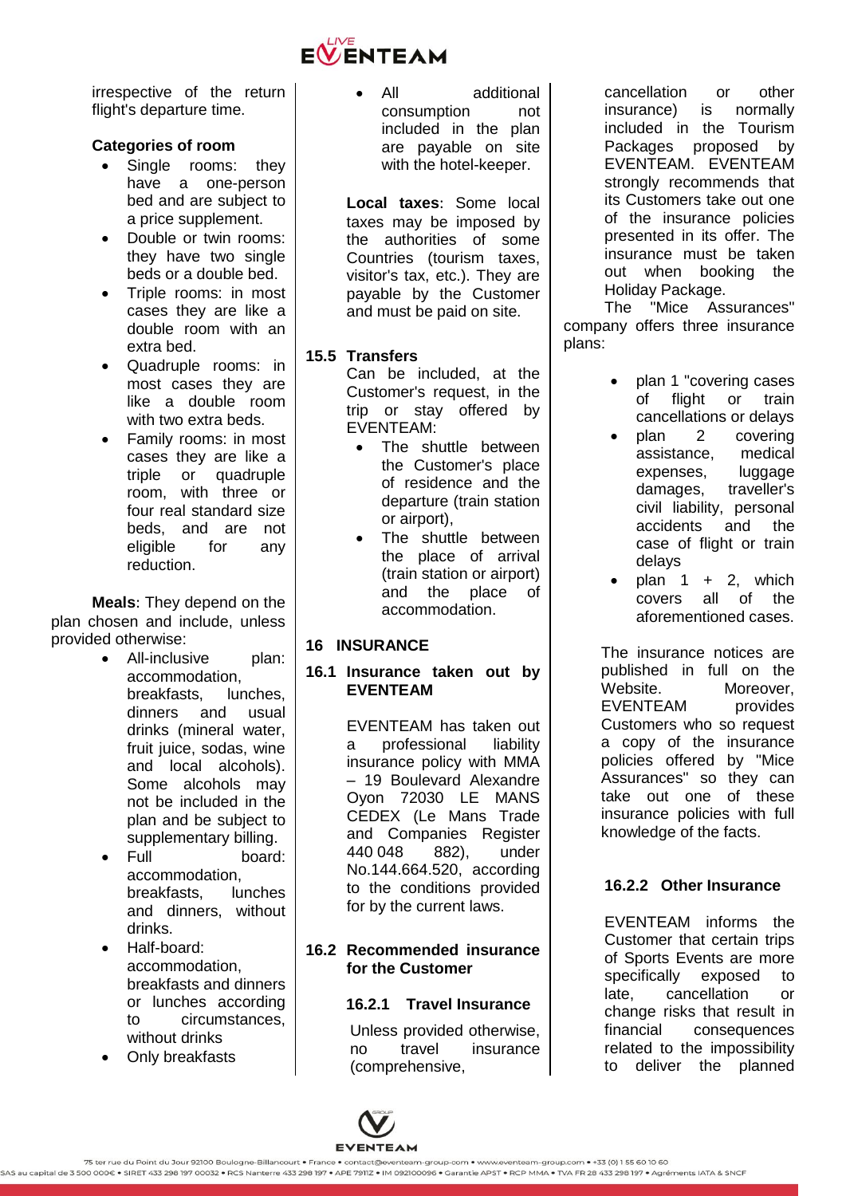irrespective of the return flight's departure time.

**Categories of room**

- Single rooms: they have a one-person bed and are subject to a price supplement.
- Double or twin rooms: they have two single beds or a double bed.
- Triple rooms: in most cases they are like a double room with an extra bed.
- Quadruple rooms: in most cases they are like a double room with two extra beds.
- Family rooms: in most cases they are like a triple or quadruple room, with three or four real standard size beds, and are not eligible for any reduction.

**Meals**: They depend on the plan chosen and include, unless provided otherwise:

- All-inclusive plan: accommodation, breakfasts, lunches, dinners and usual drinks (mineral water, fruit juice, sodas, wine and local alcohols). Some alcohols may not be included in the plan and be subject to supplementary billing.
- Full board: accommodation, breakfasts, lunches and dinners, without drinks.
- Half-board: accommodation, breakfasts and dinners or lunches according to circumstances, without drinks
- Only breakfasts
- All additional consumption not included in the plan are payable on site with the hotel-keeper.

**Local taxes**: Some local taxes may be imposed by the authorities of some Countries (tourism taxes, visitor's tax, etc.). They are payable by the Customer and must be paid on site.

### 15.5 Transfers

Can be included, at the Customer's request, in the trip or stay offered by EVENTEAM:

- The shuttle between the Customer's place of residence and the departure (train station or airport),
- The shuttle between the place of arrival (train station or airport) and the place of accommodation.

## 16 INSURANCE

### 16.1 Insurance taken out by EVENTEAM

EVENTEAM has taken out a professional liability insurance policy with MMA – 19 Boulevard Alexandre Oyon 72030 LE MANS CEDEX (Le Mans Trade and Companies Register 440 048 882), under No.144.664.520, according to the conditions provided for by the current laws.

### 16.2 Recommended insurance for the Customer

#### 16.2.1 Travel Insurance

Unless provided otherwise, no travel insurance (comprehensive, cancellation or other insurance) is normally included in the Tourism Packages proposed by EVENTEAM. EVENTEAM strongly recommends that its Customers take out one of the insurance policies presented in its offer. The insurance must be taken out when booking the Holiday Package.

The "Mice Assurances" company offers three insurance plans:

- plan 1 "covering cases of flight or train cancellations or delays
- plan 2 covering assistance, medical expenses, luggage damages, traveller's civil liability, personal accidents and the case of flight or train delays
- plan 1 + 2, which covers all of the aforementioned cases.

The insurance notices are published in full on the Website. Moreover, EVENTEAM provides Customers who so request a copy of the insurance policies offered by "Mice Assurances" so they can take out one of these insurance policies with full knowledge of the facts.

#### 16.2.2 Other Insurance

EVENTEAM informs the Customer that certain trips of Sports Events are more specifically exposed to late, cancellation or change risks that result in financial consequences related to the impossibility to deliver the planned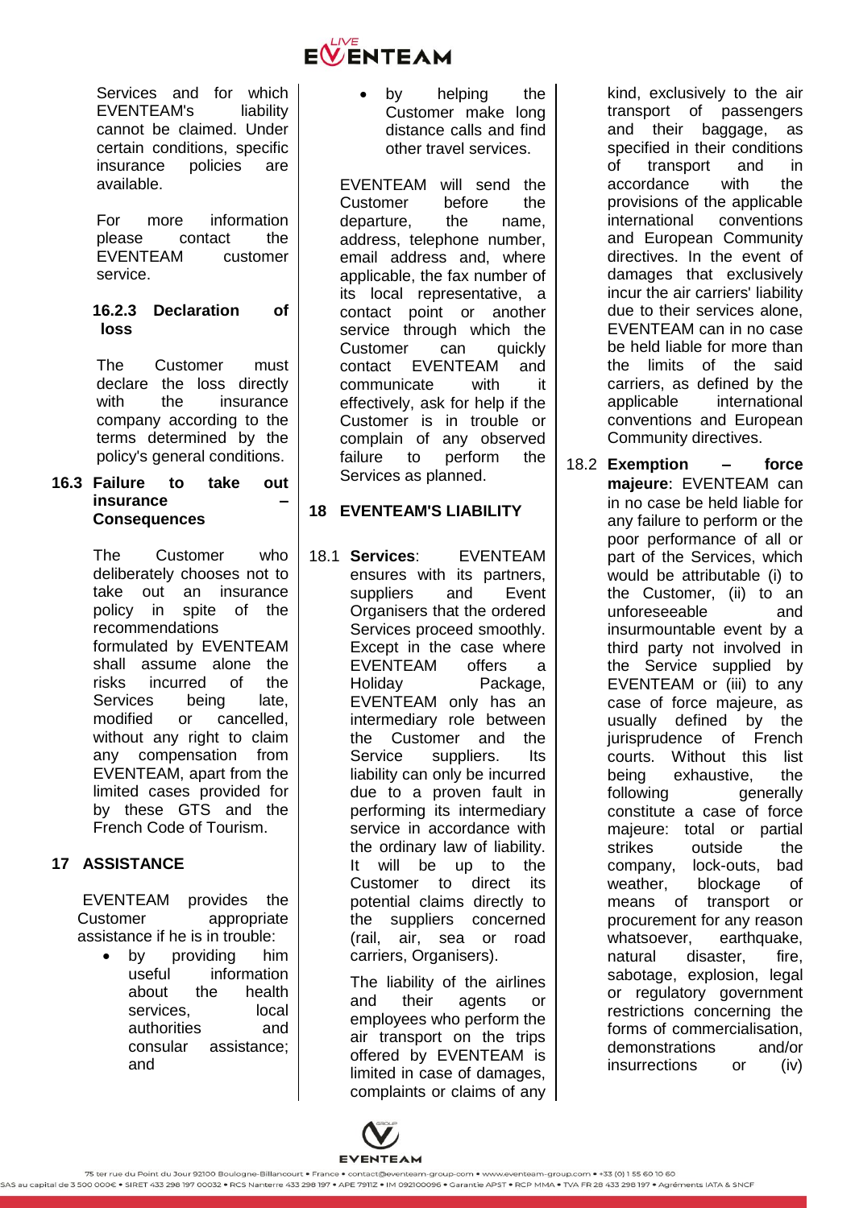Services and for which EVENTEAM's liability cannot be claimed. Under certain conditions, specific insurance policies are available.

For more information please contact the EVENTEAM customer service.

#### 16.2.3 Declaration of loss

The Customer must declare the loss directly with the insurance company according to the terms determined by the policy's general conditions.

### 16.3 Failure to take out insurance – Consequences

The Customer who deliberately chooses not to take out an insurance policy in spite of the recommendations formulated by EVENTEAM shall assume alone the risks incurred of the Services being late, modified or cancelled, without any right to claim any compensation from EVENTEAM, apart from the limited cases provided for by these GTS and the French Code of Tourism.

## 17 ASSISTANCE

EVENTEAM provides the Customer appropriate assistance if he is in trouble:

- by providing him useful information about the health services, local authorities and consular assistance; and
- by helping the Customer make long distance calls and find other travel services.

EVENTEAM will send the Customer before the departure, the name, address, telephone number, email address and, where applicable, the fax number of its local representative, a contact point or another service through which the Customer can quickly contact EVENTEAM and communicate with it effectively, ask for help if the Customer is in trouble or complain of any observed failure to perform the Services as planned.

## 18 EVENTEAM'S LIABILITY

18.1 **Services**: EVENTEAM ensures with its partners, suppliers and Event Organisers that the ordered Services proceed smoothly. Except in the case where EVENTEAM offers a Holiday Package, EVENTEAM only has an intermediary role between the Customer and the Service suppliers. Its liability can only be incurred due to a proven fault in performing its intermediary service in accordance with the ordinary law of liability. It will be up to the Customer to direct its potential claims directly to the suppliers concerned (rail, air, sea or road carriers, Organisers).

The liability of the airlines and their agents or employees who perform the air transport on the trips offered by EVENTEAM is limited in case of damages, complaints or claims of any kind, exclusively to the air transport of passengers and their baggage, as specified in their conditions of transport and in accordance with the provisions of the applicable international conventions and European Community directives. In the event of damages that exclusively incur the air carriers' liability due to their services alone, EVENTEAM can in no case be held liable for more than the limits of the said carriers, as defined by the applicable international conventions and European Community directives.

18.2 **Exemption – force majeure**: EVENTEAM can in no case be held liable for any failure to perform or the poor performance of all or part of the Services, which would be attributable (i) to the Customer, (ii) to an unforeseeable and insurmountable event by a third party not involved in the Service supplied by EVENTEAM or (iii) to any case of force majeure, as usually defined by the jurisprudence of French courts. Without this list being exhaustive, the following generally constitute a case of force majeure: total or partial strikes outside the company, lock-outs, bad weather, blockage of means of transport or procurement for any reason whatsoever, earthquake, natural disaster, fire, sabotage, explosion, legal or regulatory government restrictions concerning the forms of commercialisation, demonstrations and/or insurrections or (iv)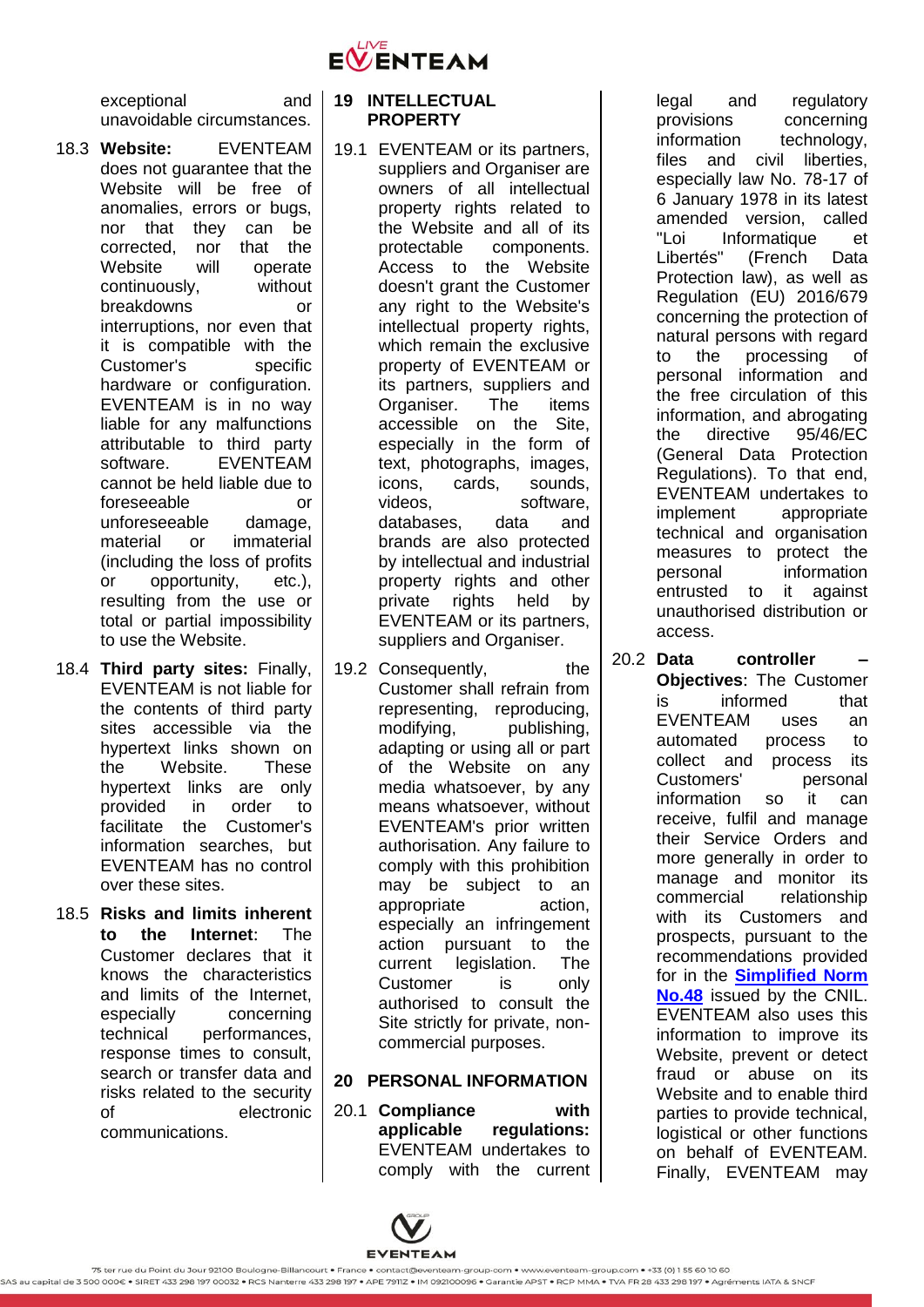exceptional and unavoidable circumstances.

18.3 **Website:** EVENTEAM does not guarantee that the Website will be free of anomalies, errors or bugs, nor that they can be corrected, nor that the Website will operate continuously, without breakdowns or interruptions, nor even that it is compatible with the Customer's specific hardware or configuration. EVENTEAM is in no way liable for any malfunctions attributable to third party software. EVENTEAM cannot be held liable due to foreseeable or unforeseeable damage, material or immaterial (including the loss of profits or opportunity, etc.), resulting from the use or total or partial impossibility to use the Website.

18.4 **Third party sites:** Finally, EVENTEAM is not liable for the contents of third party sites accessible via the hypertext links shown on the Website. These hypertext links are only provided in order to facilitate the Customer's information searches, but EVENTEAM has no control over these sites.

18.5 **Risks and limits inherent to the Internet**: The Customer declares that it knows the characteristics and limits of the Internet, especially concerning technical performances, response times to consult, search or transfer data and risks related to the security of electronic communications.

## 19 INTELLECTUAL PROPERTY

19.1 EVENTEAM or its partners, suppliers and Organiser are owners of all intellectual property rights related to the Website and all of its protectable components. Access to the Website doesn't grant the Customer any right to the Website's intellectual property rights, which remain the exclusive property of EVENTEAM or its partners, suppliers and Organiser. The items accessible on the Site, especially in the form of text, photographs, images, icons, cards, sounds, videos, software, databases, data and brands are also protected by intellectual and industrial property rights and other private rights held by EVENTEAM or its partners, suppliers and Organiser.

19.2 Consequently, the Customer shall refrain from representing, reproducing, modifying, publishing, adapting or using all or part of the Website on any media whatsoever, by any means whatsoever, without EVENTEAM's prior written authorisation. Any failure to comply with this prohibition may be subject to an appropriate action, especially an infringement action pursuant to the current legislation. The Customer is only authorised to consult the Site strictly for private, non-commercial purposes.

## 20 PERSONAL INFORMATION

20.1 **Compliance with applicable regulations:** EVENTEAM undertakes to comply with the current legal and regulatory provisions concerning information technology, files and civil liberties, especially law No. 78-17 of 6 January 1978 in its latest amended version, called "Loi Informatique et Libertés" (French Data Protection law), as well as Regulation (EU) 2016/679 concerning the protection of natural persons with regard to the processing of personal information and the free circulation of this information, and abrogating the directive 95/46/EC (General Data Protection Regulations). To that end, EVENTEAM undertakes to implement appropriate technical and organisation measures to protect the personal information entrusted to it against unauthorised distribution or access.

20.2 **Data controller – Objectives**: The Customer is informed that EVENTEAM uses an automated process to collect and process its Customers' personal information so it can receive, fulfil and manage their Service Orders and more generally in order to manage and monitor its commercial relationship with its Customers and prospects, pursuant to the recommendations provided for in the **Simplified Norm No.48** issued by the CNIL. EVENTEAM also uses this information to improve its Website, prevent or detect fraud or abuse on its Website and to enable third parties to provide technical, logistical or other functions on behalf of EVENTEAM. Finally, EVENTEAM may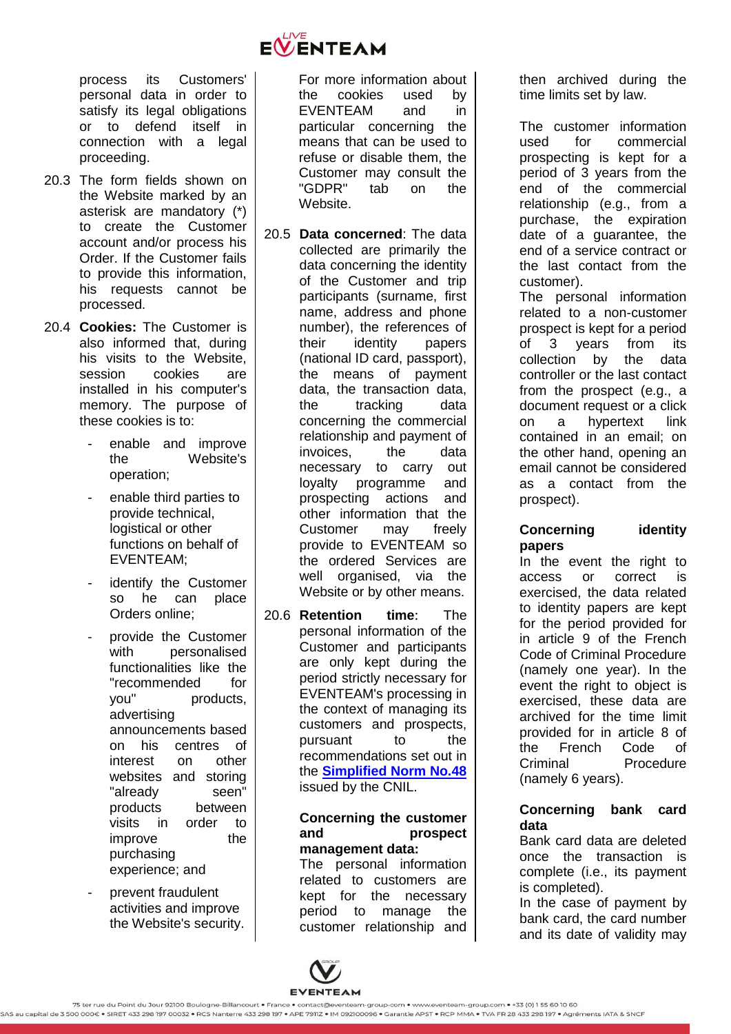process its Customers' personal data in order to satisfy its legal obligations or to defend itself in connection with a legal proceeding.

20.3 The form fields shown on the Website marked by an asterisk are mandatory (*) to create the Customer account and/or process his Order. If the Customer fails to provide this information, his requests cannot be processed.

20.4 **Cookies:** The Customer is also informed that, during his visits to the Website, session cookies are installed in his computer's memory. The purpose of these cookies is to:

- enable and improve the Website's operation;
- enable third parties to provide technical, logistical or other functions on behalf of EVENTEAM;
- identify the Customer so he can place Orders online;
- provide the Customer with personalised functionalities like the "recommended for you" products, advertising announcements based on his centres of interest on other websites and storing "already seen" products between visits in order to improve the purchasing experience; and
- prevent fraudulent activities and improve the Website's security.

For more information about the cookies used by EVENTEAM and in particular concerning the means that can be used to refuse or disable them, the Customer may consult the "GDPR" tab on the Website.

20.5 **Data concerned**: The data collected are primarily the data concerning the identity of the Customer and trip participants (surname, first name, address and phone number), the references of their identity papers (national ID card, passport), the means of payment data, the transaction data, the tracking data concerning the commercial relationship and payment of invoices, the data necessary to carry out loyalty programme and prospecting actions and other information that the Customer may freely provide to EVENTEAM so the ordered Services are well organised, via the Website or by other means.

20.6 **Retention time**: The personal information of the Customer and participants are only kept during the period strictly necessary for EVENTEAM's processing in the context of managing its customers and prospects, pursuant to the recommendations set out in the **Simplified Norm No.48** issued by the CNIL.

**Concerning the customer and prospect management data:**
The personal information related to customers are kept for the necessary period to manage the customer relationship and then archived during the time limits set by law.

The customer information used for commercial prospecting is kept for a period of 3 years from the end of the commercial relationship (e.g., from a purchase, the expiration date of a guarantee, the end of a service contract or the last contact from the customer).
The personal information related to a non-customer prospect is kept for a period of 3 years from its collection by the data controller or the last contact from the prospect (e.g., a document request or a click on a hypertext link contained in an email; on the other hand, opening an email cannot be considered as a contact from the prospect).

**Concerning identity papers**
In the event the right to access or correct is exercised, the data related to identity papers are kept for the period provided for in article 9 of the French Code of Criminal Procedure (namely one year). In the event the right to object is exercised, these data are archived for the time limit provided for in article 8 of the French Code of Criminal Procedure (namely 6 years).

**Concerning bank card data**
Bank card data are deleted once the transaction is complete (i.e., its payment is completed).
In the case of payment by bank card, the card number and its date of validity may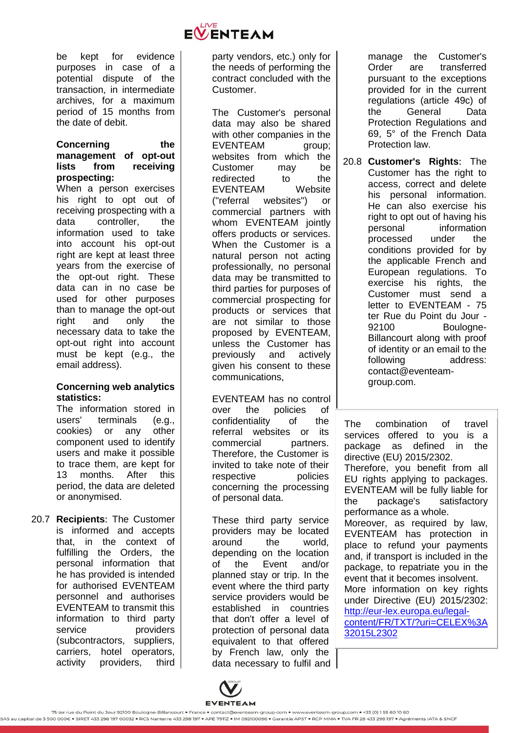be kept for evidence purposes in case of a potential dispute of the transaction, in intermediate archives, for a maximum period of 15 months from the date of debit.

**Concerning the management of opt-out lists from receiving prospecting:**
When a person exercises his right to opt out of receiving prospecting with a data controller, the information used to take into account his opt-out right are kept at least three years from the exercise of the opt-out right. These data can in no case be used for other purposes than to manage the opt-out right and only the necessary data to take the opt-out right into account must be kept (e.g., the email address).

**Concerning web analytics statistics:**
The information stored in users' terminals (e.g., cookies) or any other component used to identify users and make it possible to trace them, are kept for 13 months. After this period, the data are deleted or anonymised.

20.7 **Recipients**: The Customer is informed and accepts that, in the context of fulfilling the Orders, the personal information that he has provided is intended for authorised EVENTEAM personnel and authorises EVENTEAM to transmit this information to third party service providers (subcontractors, suppliers, carriers, hotel operators, activity providers, third party vendors, etc.) only for the needs of performing the contract concluded with the Customer.

The Customer's personal data may also be shared with other companies in the EVENTEAM group; websites from which the Customer may be redirected to the EVENTEAM Website ("referral websites") or commercial partners with whom EVENTEAM jointly offers products or services. When the Customer is a natural person not acting professionally, no personal data may be transmitted to third parties for purposes of commercial prospecting for products or services that are not similar to those proposed by EVENTEAM, unless the Customer has previously and actively given his consent to these communications,

EVENTEAM has no control over the policies of confidentiality of the referral websites or its commercial partners. Therefore, the Customer is invited to take note of their respective policies concerning the processing of personal data.

These third party service providers may be located around the world, depending on the location of the Event and/or planned stay or trip. In the event where the third party service providers would be established in countries that don't offer a level of protection of personal data equivalent to that offered by French law, only the data necessary to fulfil and manage the Customer's Order are transferred pursuant to the exceptions provided for in the current regulations (article 49c) of the General Data Protection Regulations and 69, 5° of the French Data Protection law.

20.8 **Customer's Rights**: The Customer has the right to access, correct and delete his personal information. He can also exercise his right to opt out of having his personal information processed under the conditions provided for by the applicable French and European regulations. To exercise his rights, the Customer must send a letter to EVENTEAM - 75 ter Rue du Point du Jour - 92100 Boulogne-Billancourt along with proof of identity or an email to the following address: contact@eventeam-group.com.

The combination of travel services offered to you is a package as defined in the directive (EU) 2015/2302.
Therefore, you benefit from all EU rights applying to packages. EVENTEAM will be fully liable for the package's satisfactory performance as a whole.
Moreover, as required by law, EVENTEAM has protection in place to refund your payments and, if transport is included in the package, to repatriate you in the event that it becomes insolvent.
More information on key rights under Directive (EU) 2015/2302: http://eur-lex.europa.eu/legal-content/FR/TXT/?uri=CELEX%3A32015L2302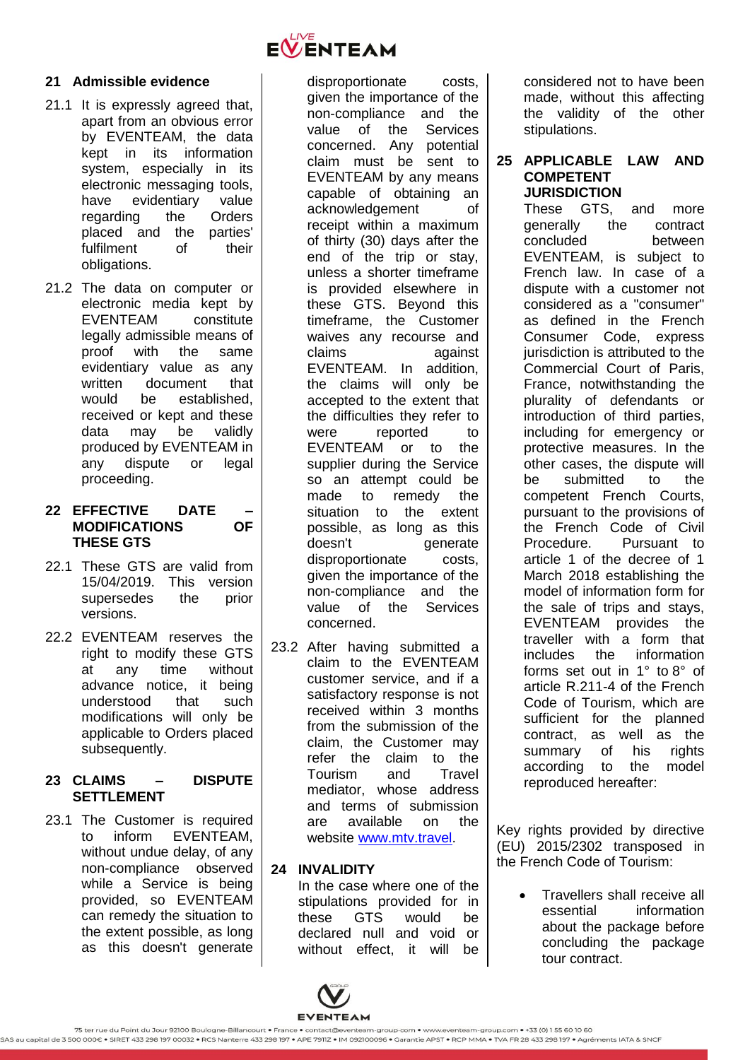## 21 Admissible evidence

21.1 It is expressly agreed that, apart from an obvious error by EVENTEAM, the data kept in its information system, especially in its electronic messaging tools, have evidentiary value regarding the Orders placed and the parties' fulfilment of their obligations.

21.2 The data on computer or electronic media kept by EVENTEAM constitute legally admissible means of proof with the same evidentiary value as any written document that would be established, received or kept and these data may be validly produced by EVENTEAM in any dispute or legal proceeding.

## 22 EFFECTIVE DATE – MODIFICATIONS OF THESE GTS

22.1 These GTS are valid from 15/04/2019. This version supersedes the prior versions.

22.2 EVENTEAM reserves the right to modify these GTS at any time without advance notice, it being understood that such modifications will only be applicable to Orders placed subsequently.

## 23 CLAIMS – DISPUTE SETTLEMENT

23.1 The Customer is required to inform EVENTEAM, without undue delay, of any non-compliance observed while a Service is being provided, so EVENTEAM can remedy the situation to the extent possible, as long as this doesn't generate disproportionate costs, given the importance of the non-compliance and the value of the Services concerned. Any potential claim must be sent to EVENTEAM by any means capable of obtaining an acknowledgement of receipt within a maximum of thirty (30) days after the end of the trip or stay, unless a shorter timeframe is provided elsewhere in these GTS. Beyond this timeframe, the Customer waives any recourse and claims against EVENTEAM. In addition, the claims will only be accepted to the extent that the difficulties they refer to were reported to EVENTEAM or to the supplier during the Service so an attempt could be made to remedy the situation to the extent possible, as long as this doesn't generate disproportionate costs, given the importance of the non-compliance and the value of the Services concerned.

23.2 After having submitted a claim to the EVENTEAM customer service, and if a satisfactory response is not received within 3 months from the submission of the claim, the Customer may refer the claim to the Tourism and Travel mediator, whose address and terms of submission are available on the website www.mtv.travel.

## 24 INVALIDITY

In the case where one of the stipulations provided for in these GTS would be declared null and void or without effect, it will be considered not to have been made, without this affecting the validity of the other stipulations.

## 25 APPLICABLE LAW AND COMPETENT JURISDICTION

These GTS, and more generally the contract concluded between EVENTEAM, is subject to French law. In case of a dispute with a customer not considered as a "consumer" as defined in the French Consumer Code, express jurisdiction is attributed to the Commercial Court of Paris, France, notwithstanding the plurality of defendants or introduction of third parties, including for emergency or protective measures. In the other cases, the dispute will be submitted to the competent French Courts, pursuant to the provisions of the French Code of Civil Procedure. Pursuant to article 1 of the decree of 1 March 2018 establishing the model of information form for the sale of trips and stays, EVENTEAM provides the traveller with a form that includes the information forms set out in 1° to 8° of article R.211-4 of the French Code of Tourism, which are sufficient for the planned contract, as well as the summary of his rights according to the model reproduced hereafter:

Key rights provided by directive (EU) 2015/2302 transposed in the French Code of Tourism:

- Travellers shall receive all essential information about the package before concluding the package tour contract.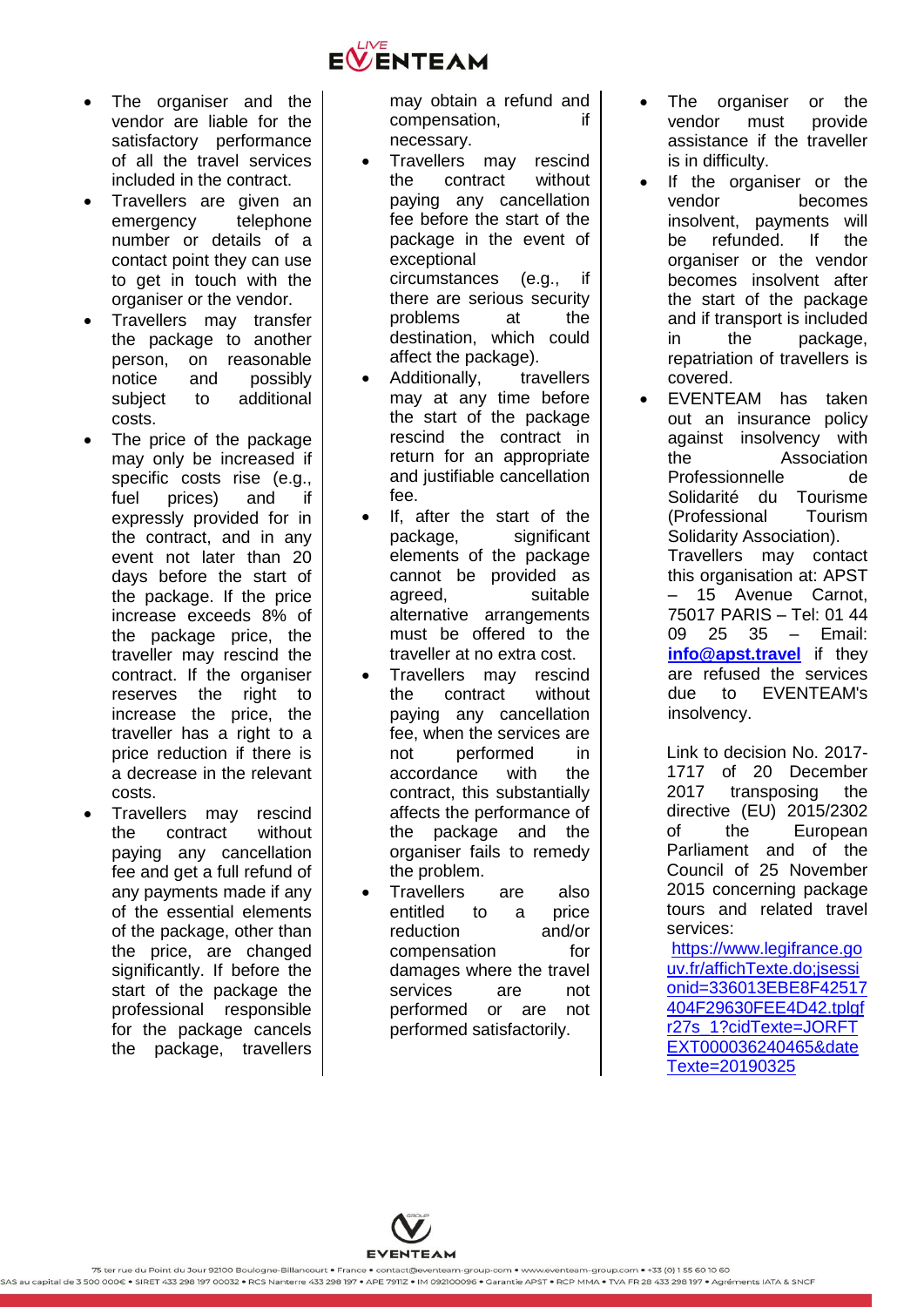- The organiser and the vendor are liable for the satisfactory performance of all the travel services included in the contract.
- Travellers are given an emergency telephone number or details of a contact point they can use to get in touch with the organiser or the vendor.
- Travellers may transfer the package to another person, on reasonable notice and possibly subject to additional costs.
- The price of the package may only be increased if specific costs rise (e.g., fuel prices) and if expressly provided for in the contract, and in any event not later than 20 days before the start of the package. If the price increase exceeds 8% of the package price, the traveller may rescind the contract. If the organiser reserves the right to increase the price, the traveller has a right to a price reduction if there is a decrease in the relevant costs.
- Travellers may rescind the contract without paying any cancellation fee and get a full refund of any payments made if any of the essential elements of the package, other than the price, are changed significantly. If before the start of the package the professional responsible for the package cancels the package, travellers may obtain a refund and compensation, if necessary.
- Travellers may rescind the contract without paying any cancellation fee before the start of the package in the event of exceptional circumstances (e.g., if there are serious security problems at the destination, which could affect the package).
- Additionally, travellers may at any time before the start of the package rescind the contract in return for an appropriate and justifiable cancellation fee.
- If, after the start of the package, significant elements of the package cannot be provided as agreed, suitable alternative arrangements must be offered to the traveller at no extra cost.
- Travellers may rescind the contract without paying any cancellation fee, when the services are not performed in accordance with the contract, this substantially affects the performance of the package and the organiser fails to remedy the problem.
- Travellers are also entitled to a price reduction and/or compensation for damages where the travel services are not performed or are not performed satisfactorily.
- The organiser or the vendor must provide assistance if the traveller is in difficulty.
- If the organiser or the vendor becomes insolvent, payments will be refunded. If the organiser or the vendor becomes insolvent after the start of the package and if transport is included in the package, repatriation of travellers is covered.
- EVENTEAM has taken out an insurance policy against insolvency with the Association Professionnelle de Solidarité du Tourisme (Professional Tourism Solidarity Association). Travellers may contact this organisation at: APST – 15 Avenue Carnot, 75017 PARIS – Tel: 01 44 09 25 35 – Email: **info@apst.travel** if they are refused the services due to EVENTEAM's insolvency.

Link to decision No. 2017-1717 of 20 December 2017 transposing the directive (EU) 2015/2302 of the European Parliament and of the Council of 25 November 2015 concerning package tours and related travel services:
https://www.legifrance.gouv.fr/affichTexte.do;jsessionid=336013EBE8F42517404F29630FEE4D42.tplgfr27s_1?cidTexte=JORFTEXT000036240465&dateTexte=20190325